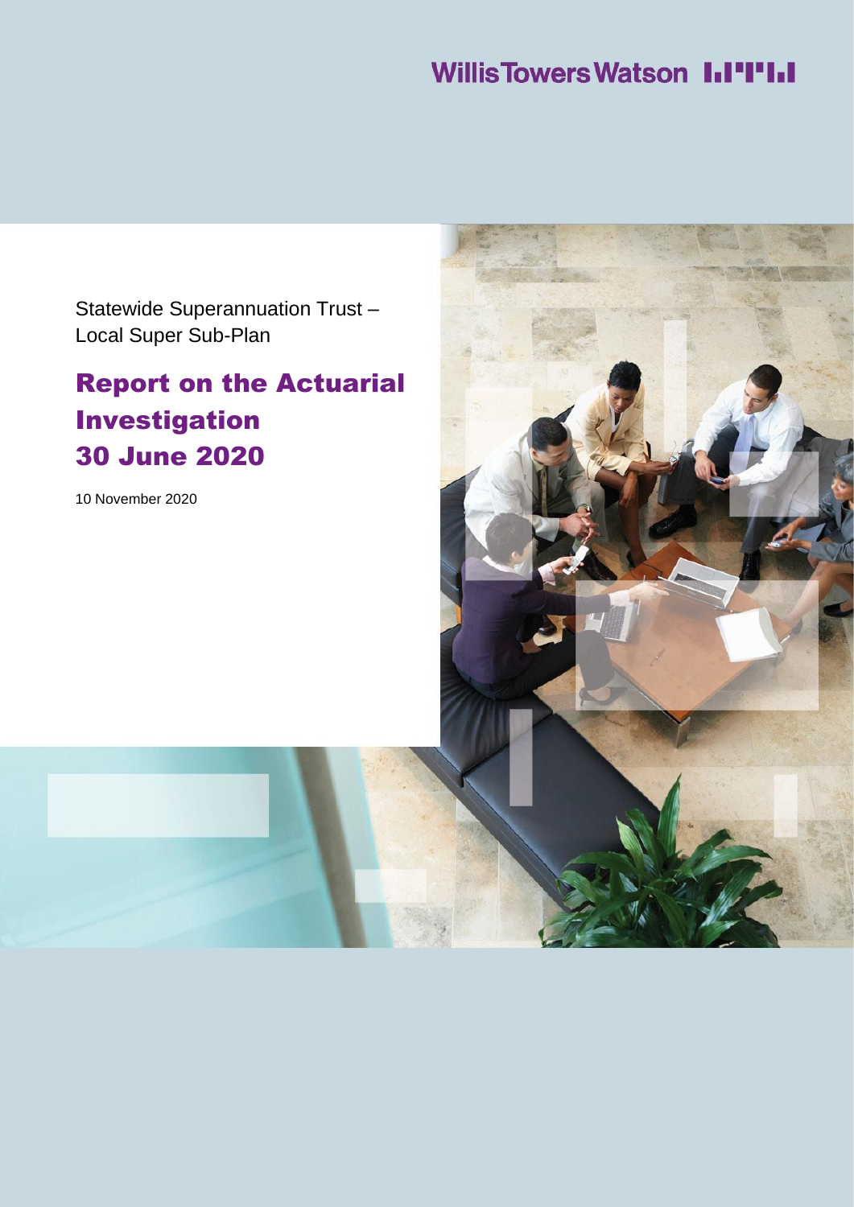Willis Towers Watson

Statewide Superannuation Trust – Local Super Sub-Plan

# Report on the Actuarial Investigation 30 June 2020

10 November 2020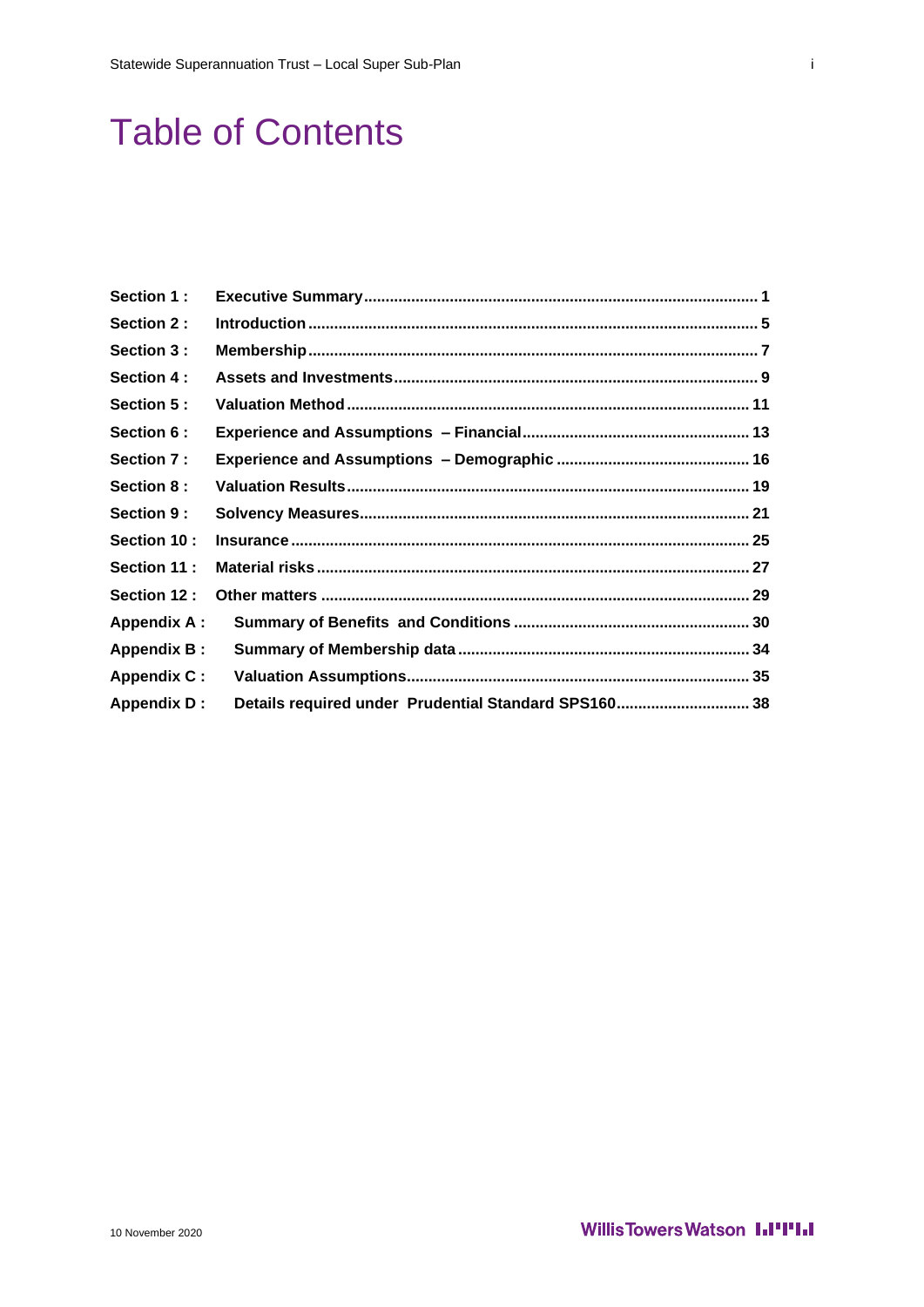# Table of Contents

| | | |
|---|---|---|
| **Section 1 :** | **Executive Summary** | **1** |
| **Section 2 :** | **Introduction** | **5** |
| **Section 3 :** | **Membership** | **7** |
| **Section 4 :** | **Assets and Investments** | **9** |
| **Section 5 :** | **Valuation Method** | **11** |
| **Section 6 :** | **Experience and Assumptions – Financial** | **13** |
| **Section 7 :** | **Experience and Assumptions – Demographic** | **16** |
| **Section 8 :** | **Valuation Results** | **19** |
| **Section 9 :** | **Solvency Measures** | **21** |
| **Section 10 :** | **Insurance** | **25** |
| **Section 11 :** | **Material risks** | **27** |
| **Section 12 :** | **Other matters** | **29** |
| **Appendix A :** | **Summary of Benefits and Conditions** | **30** |
| **Appendix B :** | **Summary of Membership data** | **34** |
| **Appendix C :** | **Valuation Assumptions** | **35** |
| **Appendix D :** | **Details required under Prudential Standard SPS160** | **38** |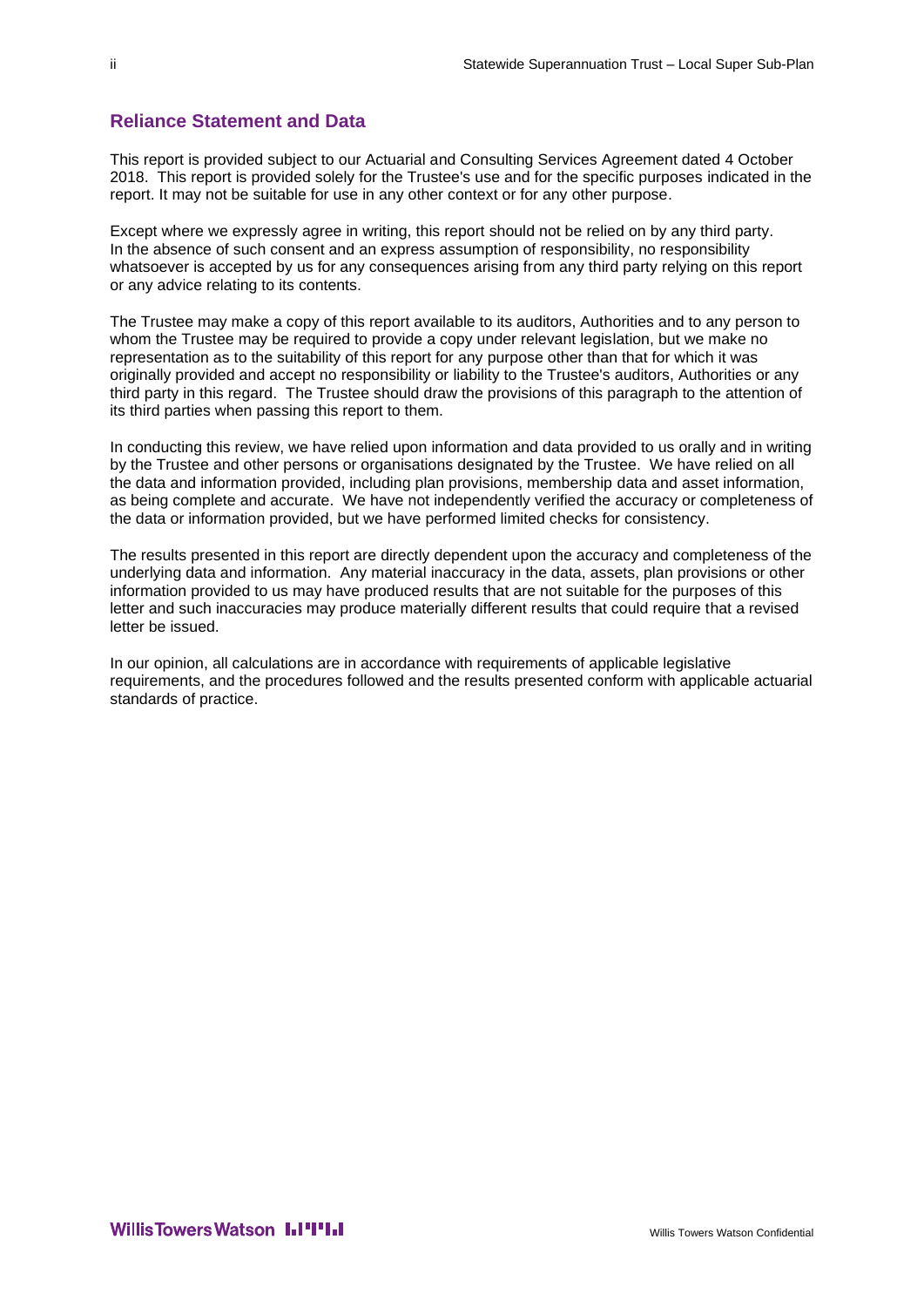## Reliance Statement and Data

This report is provided subject to our Actuarial and Consulting Services Agreement dated 4 October 2018. This report is provided solely for the Trustee's use and for the specific purposes indicated in the report. It may not be suitable for use in any other context or for any other purpose.

Except where we expressly agree in writing, this report should not be relied on by any third party. In the absence of such consent and an express assumption of responsibility, no responsibility whatsoever is accepted by us for any consequences arising from any third party relying on this report or any advice relating to its contents.

The Trustee may make a copy of this report available to its auditors, Authorities and to any person to whom the Trustee may be required to provide a copy under relevant legislation, but we make no representation as to the suitability of this report for any purpose other than that for which it was originally provided and accept no responsibility or liability to the Trustee's auditors, Authorities or any third party in this regard. The Trustee should draw the provisions of this paragraph to the attention of its third parties when passing this report to them.

In conducting this review, we have relied upon information and data provided to us orally and in writing by the Trustee and other persons or organisations designated by the Trustee. We have relied on all the data and information provided, including plan provisions, membership data and asset information, as being complete and accurate. We have not independently verified the accuracy or completeness of the data or information provided, but we have performed limited checks for consistency.

The results presented in this report are directly dependent upon the accuracy and completeness of the underlying data and information. Any material inaccuracy in the data, assets, plan provisions or other information provided to us may have produced results that are not suitable for the purposes of this letter and such inaccuracies may produce materially different results that could require that a revised letter be issued.

In our opinion, all calculations are in accordance with requirements of applicable legislative requirements, and the procedures followed and the results presented conform with applicable actuarial standards of practice.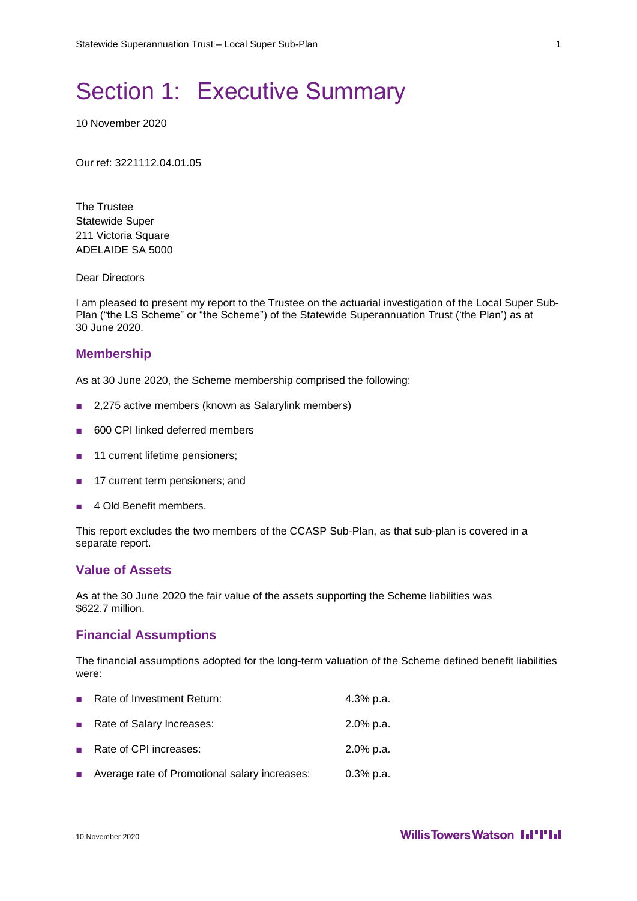# Section 1: Executive Summary

10 November 2020

Our ref: 3221112.04.01.05

The Trustee
Statewide Super
211 Victoria Square
ADELAIDE SA 5000

Dear Directors

I am pleased to present my report to the Trustee on the actuarial investigation of the Local Super Sub-Plan ("the LS Scheme" or "the Scheme") of the Statewide Superannuation Trust ('the Plan') as at 30 June 2020.

## Membership

As at 30 June 2020, the Scheme membership comprised the following:

- 2,275 active members (known as Salarylink members)
- 600 CPI linked deferred members
- 11 current lifetime pensioners;
- 17 current term pensioners; and
- 4 Old Benefit members.

This report excludes the two members of the CCASP Sub-Plan, as that sub-plan is covered in a separate report.

## Value of Assets

As at the 30 June 2020 the fair value of the assets supporting the Scheme liabilities was $622.7 million.

## Financial Assumptions

The financial assumptions adopted for the long-term valuation of the Scheme defined benefit liabilities were:

- Rate of Investment Return: 4.3% p.a.
- Rate of Salary Increases: 2.0% p.a.
- Rate of CPI increases: 2.0% p.a.
- Average rate of Promotional salary increases: 0.3% p.a.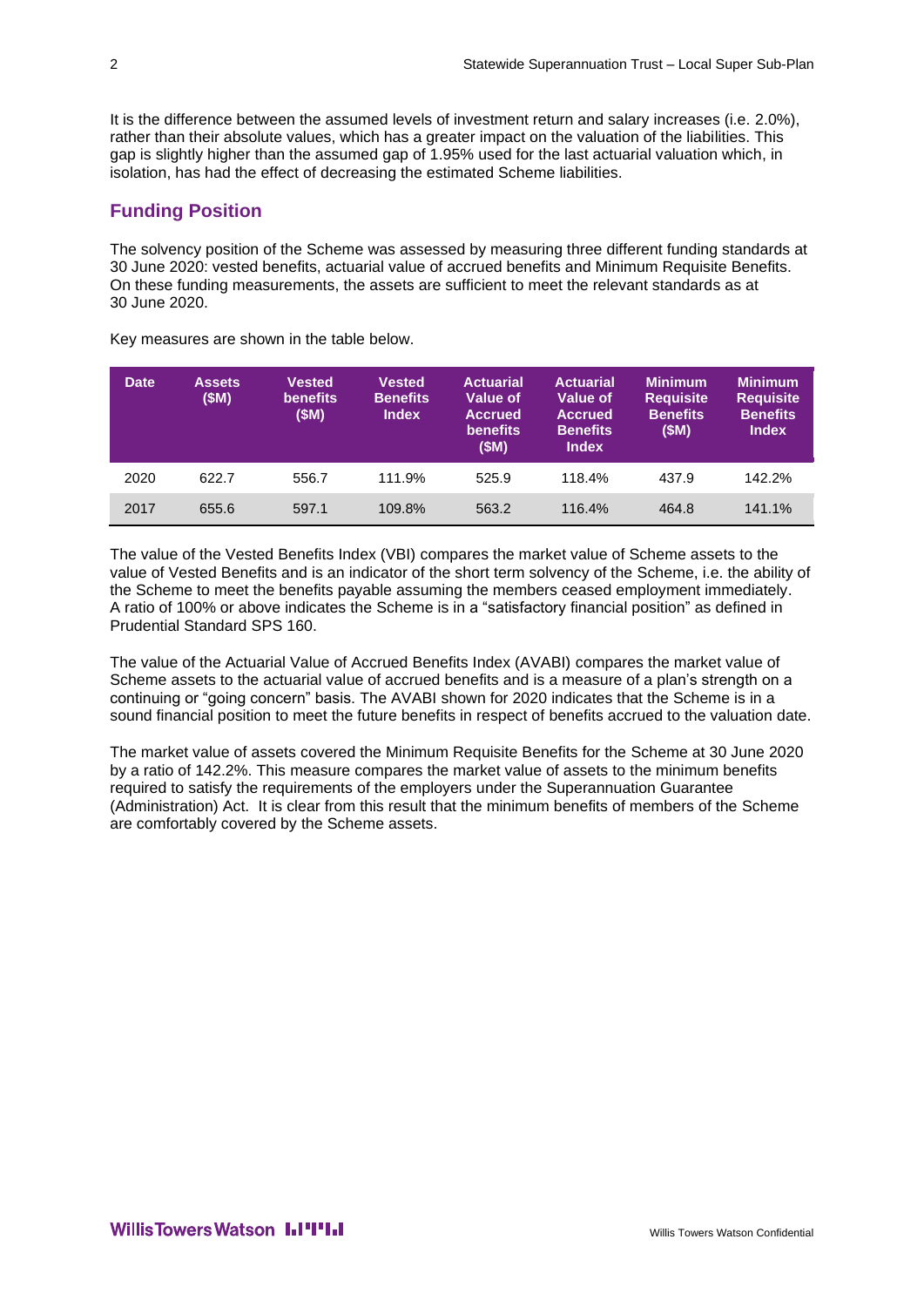It is the difference between the assumed levels of investment return and salary increases (i.e. 2.0%), rather than their absolute values, which has a greater impact on the valuation of the liabilities. This gap is slightly higher than the assumed gap of 1.95% used for the last actuarial valuation which, in isolation, has had the effect of decreasing the estimated Scheme liabilities.

## Funding Position

The solvency position of the Scheme was assessed by measuring three different funding standards at 30 June 2020: vested benefits, actuarial value of accrued benefits and Minimum Requisite Benefits. On these funding measurements, the assets are sufficient to meet the relevant standards as at 30 June 2020.

Key measures are shown in the table below.

| Date | Assets ($M) | Vested benefits ($M) | Vested Benefits Index | Actuarial Value of Accrued benefits ($M) | Actuarial Value of Accrued Benefits Index | Minimum Requisite Benefits ($M) | Minimum Requisite Benefits Index |
|---|---|---|---|---|---|---|---|
| 2020 | 622.7 | 556.7 | 111.9% | 525.9 | 118.4% | 437.9 | 142.2% |
| 2017 | 655.6 | 597.1 | 109.8% | 563.2 | 116.4% | 464.8 | 141.1% |

The value of the Vested Benefits Index (VBI) compares the market value of Scheme assets to the value of Vested Benefits and is an indicator of the short term solvency of the Scheme, i.e. the ability of the Scheme to meet the benefits payable assuming the members ceased employment immediately. A ratio of 100% or above indicates the Scheme is in a "satisfactory financial position" as defined in Prudential Standard SPS 160.

The value of the Actuarial Value of Accrued Benefits Index (AVABI) compares the market value of Scheme assets to the actuarial value of accrued benefits and is a measure of a plan's strength on a continuing or "going concern" basis. The AVABI shown for 2020 indicates that the Scheme is in a sound financial position to meet the future benefits in respect of benefits accrued to the valuation date.

The market value of assets covered the Minimum Requisite Benefits for the Scheme at 30 June 2020 by a ratio of 142.2%. This measure compares the market value of assets to the minimum benefits required to satisfy the requirements of the employers under the Superannuation Guarantee (Administration) Act. It is clear from this result that the minimum benefits of members of the Scheme are comfortably covered by the Scheme assets.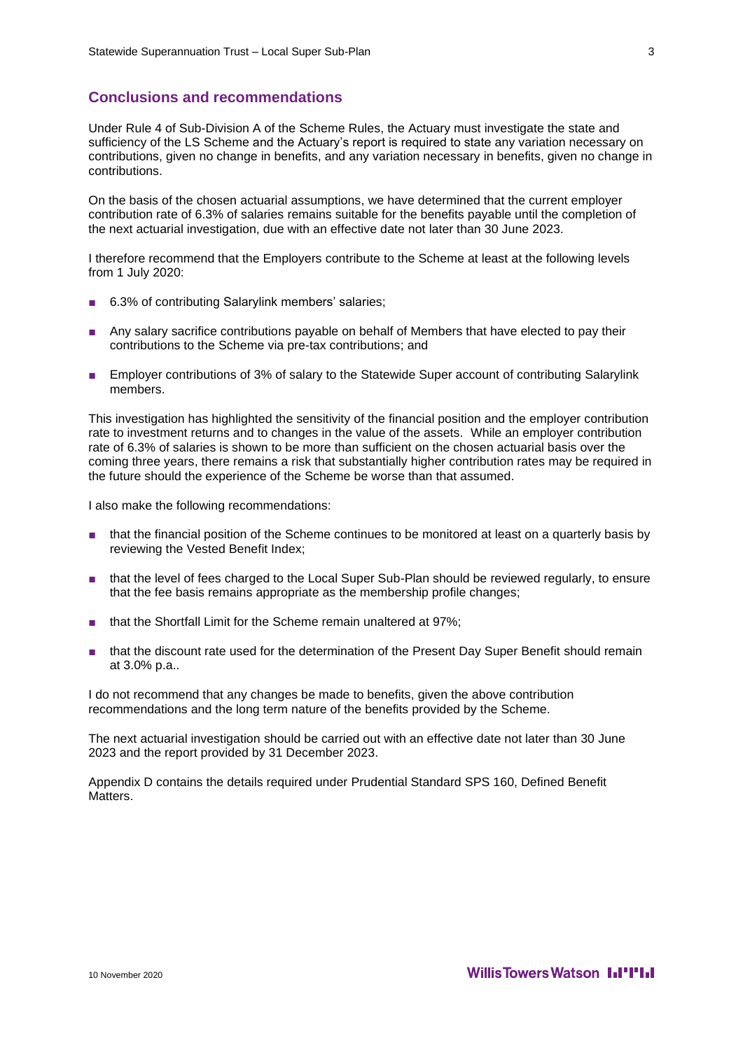## Conclusions and recommendations

Under Rule 4 of Sub-Division A of the Scheme Rules, the Actuary must investigate the state and sufficiency of the LS Scheme and the Actuary's report is required to state any variation necessary on contributions, given no change in benefits, and any variation necessary in benefits, given no change in contributions.

On the basis of the chosen actuarial assumptions, we have determined that the current employer contribution rate of 6.3% of salaries remains suitable for the benefits payable until the completion of the next actuarial investigation, due with an effective date not later than 30 June 2023.

I therefore recommend that the Employers contribute to the Scheme at least at the following levels from 1 July 2020:

- 6.3% of contributing Salarylink members' salaries;
- Any salary sacrifice contributions payable on behalf of Members that have elected to pay their contributions to the Scheme via pre-tax contributions; and
- Employer contributions of 3% of salary to the Statewide Super account of contributing Salarylink members.

This investigation has highlighted the sensitivity of the financial position and the employer contribution rate to investment returns and to changes in the value of the assets. While an employer contribution rate of 6.3% of salaries is shown to be more than sufficient on the chosen actuarial basis over the coming three years, there remains a risk that substantially higher contribution rates may be required in the future should the experience of the Scheme be worse than that assumed.

I also make the following recommendations:

- that the financial position of the Scheme continues to be monitored at least on a quarterly basis by reviewing the Vested Benefit Index;
- that the level of fees charged to the Local Super Sub-Plan should be reviewed regularly, to ensure that the fee basis remains appropriate as the membership profile changes;
- that the Shortfall Limit for the Scheme remain unaltered at 97%;
- that the discount rate used for the determination of the Present Day Super Benefit should remain at 3.0% p.a..

I do not recommend that any changes be made to benefits, given the above contribution recommendations and the long term nature of the benefits provided by the Scheme.

The next actuarial investigation should be carried out with an effective date not later than 30 June 2023 and the report provided by 31 December 2023.

Appendix D contains the details required under Prudential Standard SPS 160, Defined Benefit Matters.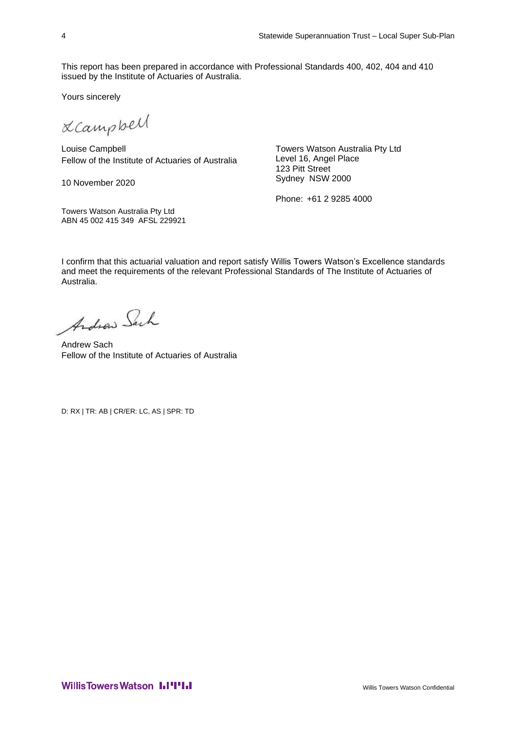This report has been prepared in accordance with Professional Standards 400, 402, 404 and 410 issued by the Institute of Actuaries of Australia.

Yours sincerely

Louise Campbell
Fellow of the Institute of Actuaries of Australia

10 November 2020

Towers Watson Australia Pty Ltd
Level 16, Angel Place
123 Pitt Street
Sydney NSW 2000

Phone: +61 2 9285 4000

Towers Watson Australia Pty Ltd
ABN 45 002 415 349 AFSL 229921

I confirm that this actuarial valuation and report satisfy Willis Towers Watson's Excellence standards and meet the requirements of the relevant Professional Standards of The Institute of Actuaries of Australia.

Andrew Sach
Fellow of the Institute of Actuaries of Australia

D: RX | TR: AB | CR/ER: LC, AS | SPR: TD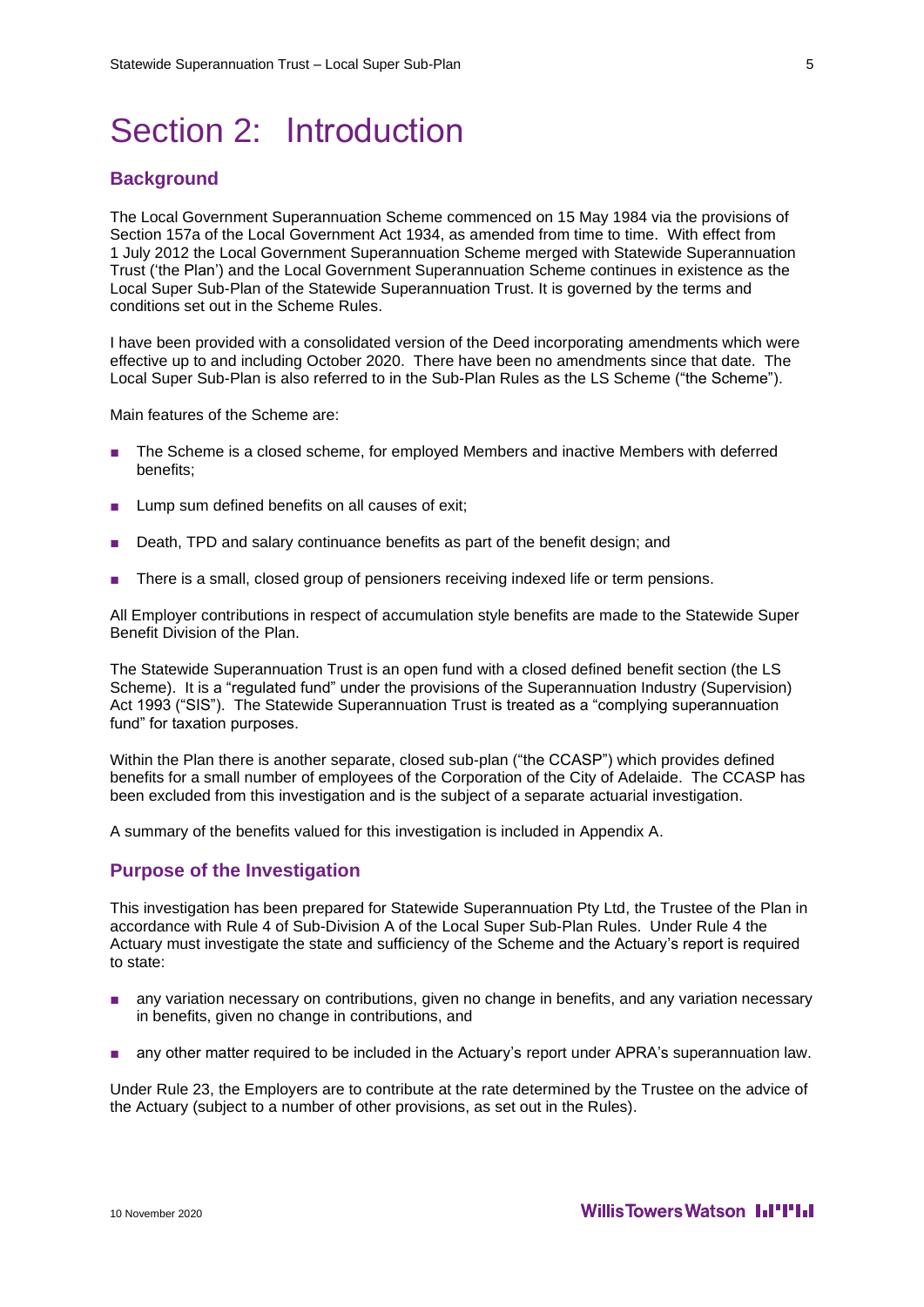# Section 2: Introduction

## Background

The Local Government Superannuation Scheme commenced on 15 May 1984 via the provisions of Section 157a of the Local Government Act 1934, as amended from time to time. With effect from 1 July 2012 the Local Government Superannuation Scheme merged with Statewide Superannuation Trust ('the Plan') and the Local Government Superannuation Scheme continues in existence as the Local Super Sub-Plan of the Statewide Superannuation Trust. It is governed by the terms and conditions set out in the Scheme Rules.

I have been provided with a consolidated version of the Deed incorporating amendments which were effective up to and including October 2020. There have been no amendments since that date. The Local Super Sub-Plan is also referred to in the Sub-Plan Rules as the LS Scheme ("the Scheme").

Main features of the Scheme are:

- The Scheme is a closed scheme, for employed Members and inactive Members with deferred benefits;
- Lump sum defined benefits on all causes of exit;
- Death, TPD and salary continuance benefits as part of the benefit design; and
- There is a small, closed group of pensioners receiving indexed life or term pensions.

All Employer contributions in respect of accumulation style benefits are made to the Statewide Super Benefit Division of the Plan.

The Statewide Superannuation Trust is an open fund with a closed defined benefit section (the LS Scheme). It is a "regulated fund" under the provisions of the Superannuation Industry (Supervision) Act 1993 ("SIS"). The Statewide Superannuation Trust is treated as a "complying superannuation fund" for taxation purposes.

Within the Plan there is another separate, closed sub-plan ("the CCASP") which provides defined benefits for a small number of employees of the Corporation of the City of Adelaide. The CCASP has been excluded from this investigation and is the subject of a separate actuarial investigation.

A summary of the benefits valued for this investigation is included in Appendix A.

## Purpose of the Investigation

This investigation has been prepared for Statewide Superannuation Pty Ltd, the Trustee of the Plan in accordance with Rule 4 of Sub-Division A of the Local Super Sub-Plan Rules. Under Rule 4 the Actuary must investigate the state and sufficiency of the Scheme and the Actuary's report is required to state:

- any variation necessary on contributions, given no change in benefits, and any variation necessary in benefits, given no change in contributions, and
- any other matter required to be included in the Actuary's report under APRA's superannuation law.

Under Rule 23, the Employers are to contribute at the rate determined by the Trustee on the advice of the Actuary (subject to a number of other provisions, as set out in the Rules).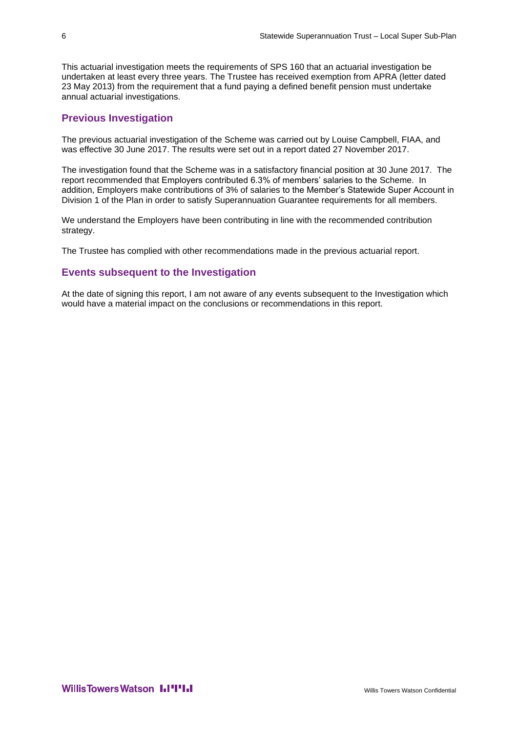This actuarial investigation meets the requirements of SPS 160 that an actuarial investigation be undertaken at least every three years. The Trustee has received exemption from APRA (letter dated 23 May 2013) from the requirement that a fund paying a defined benefit pension must undertake annual actuarial investigations.

## Previous Investigation

The previous actuarial investigation of the Scheme was carried out by Louise Campbell, FIAA, and was effective 30 June 2017. The results were set out in a report dated 27 November 2017.

The investigation found that the Scheme was in a satisfactory financial position at 30 June 2017. The report recommended that Employers contributed 6.3% of members' salaries to the Scheme. In addition, Employers make contributions of 3% of salaries to the Member's Statewide Super Account in Division 1 of the Plan in order to satisfy Superannuation Guarantee requirements for all members.

We understand the Employers have been contributing in line with the recommended contribution strategy.

The Trustee has complied with other recommendations made in the previous actuarial report.

## Events subsequent to the Investigation

At the date of signing this report, I am not aware of any events subsequent to the Investigation which would have a material impact on the conclusions or recommendations in this report.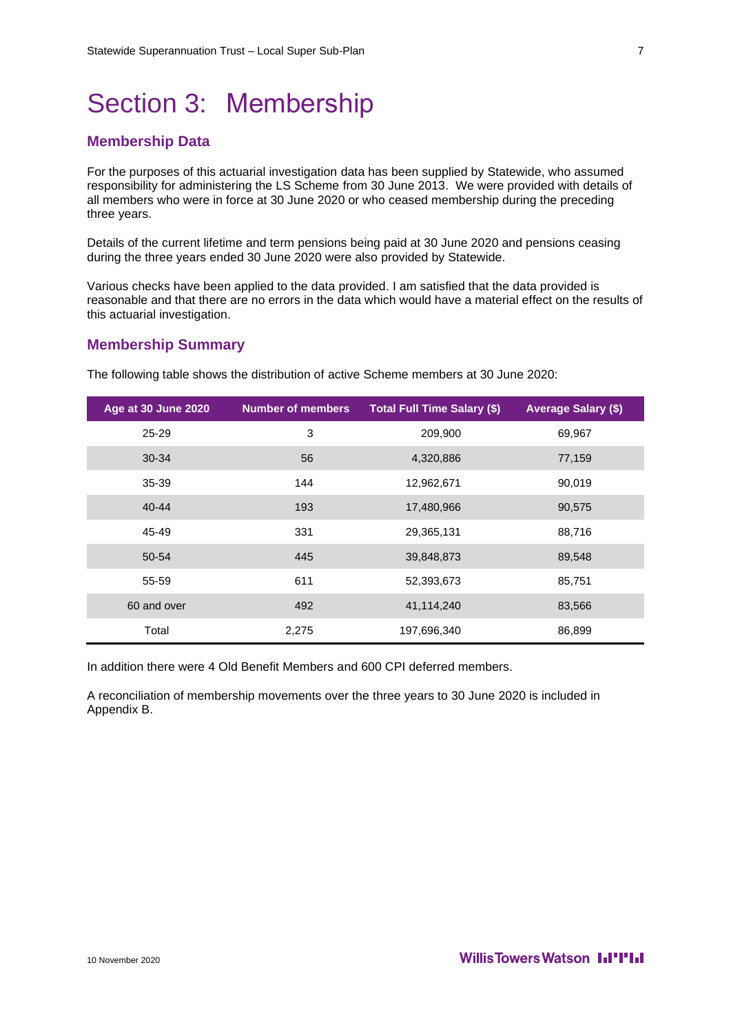# Section 3: Membership

## Membership Data

For the purposes of this actuarial investigation data has been supplied by Statewide, who assumed responsibility for administering the LS Scheme from 30 June 2013. We were provided with details of all members who were in force at 30 June 2020 or who ceased membership during the preceding three years.

Details of the current lifetime and term pensions being paid at 30 June 2020 and pensions ceasing during the three years ended 30 June 2020 were also provided by Statewide.

Various checks have been applied to the data provided. I am satisfied that the data provided is reasonable and that there are no errors in the data which would have a material effect on the results of this actuarial investigation.

## Membership Summary

The following table shows the distribution of active Scheme members at 30 June 2020:

| Age at 30 June 2020 | Number of members | Total Full Time Salary ($) | Average Salary ($) |
|---|---|---|---|
| 25-29 | 3 | 209,900 | 69,967 |
| 30-34 | 56 | 4,320,886 | 77,159 |
| 35-39 | 144 | 12,962,671 | 90,019 |
| 40-44 | 193 | 17,480,966 | 90,575 |
| 45-49 | 331 | 29,365,131 | 88,716 |
| 50-54 | 445 | 39,848,873 | 89,548 |
| 55-59 | 611 | 52,393,673 | 85,751 |
| 60 and over | 492 | 41,114,240 | 83,566 |
| Total | 2,275 | 197,696,340 | 86,899 |

In addition there were 4 Old Benefit Members and 600 CPI deferred members.

A reconciliation of membership movements over the three years to 30 June 2020 is included in Appendix B.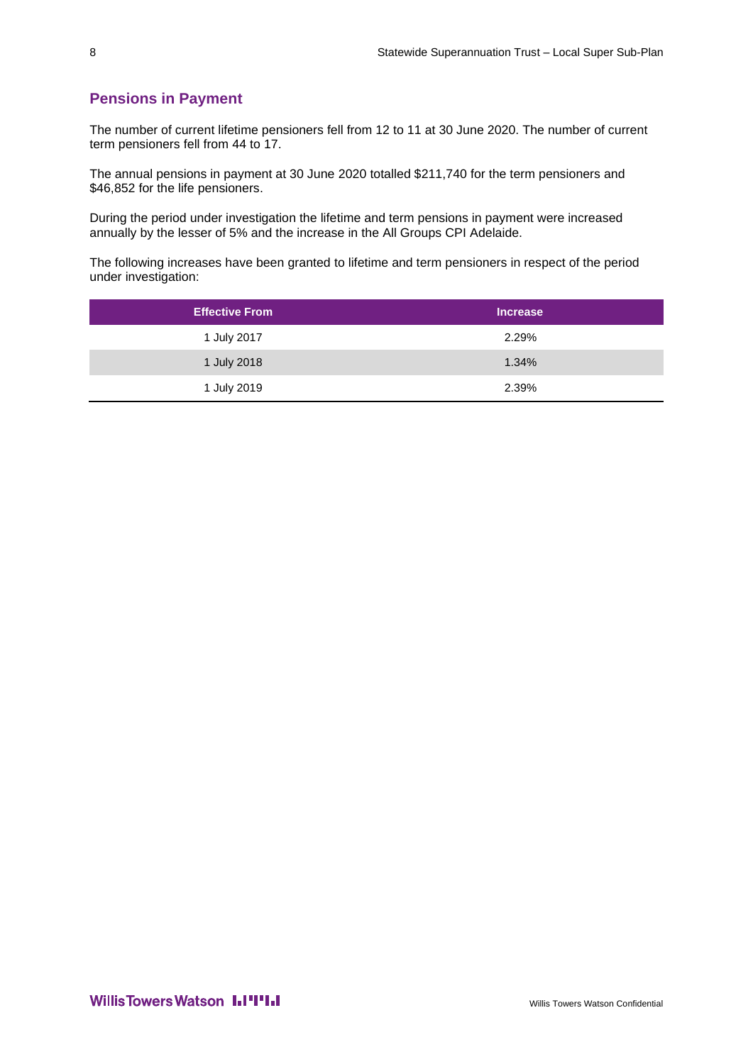## Pensions in Payment

The number of current lifetime pensioners fell from 12 to 11 at 30 June 2020. The number of current term pensioners fell from 44 to 17.

The annual pensions in payment at 30 June 2020 totalled $211,740 for the term pensioners and $46,852 for the life pensioners.

During the period under investigation the lifetime and term pensions in payment were increased annually by the lesser of 5% and the increase in the All Groups CPI Adelaide.

The following increases have been granted to lifetime and term pensioners in respect of the period under investigation:

| Effective From | Increase |
| --- | --- |
| 1 July 2017 | 2.29% |
| 1 July 2018 | 1.34% |
| 1 July 2019 | 2.39% |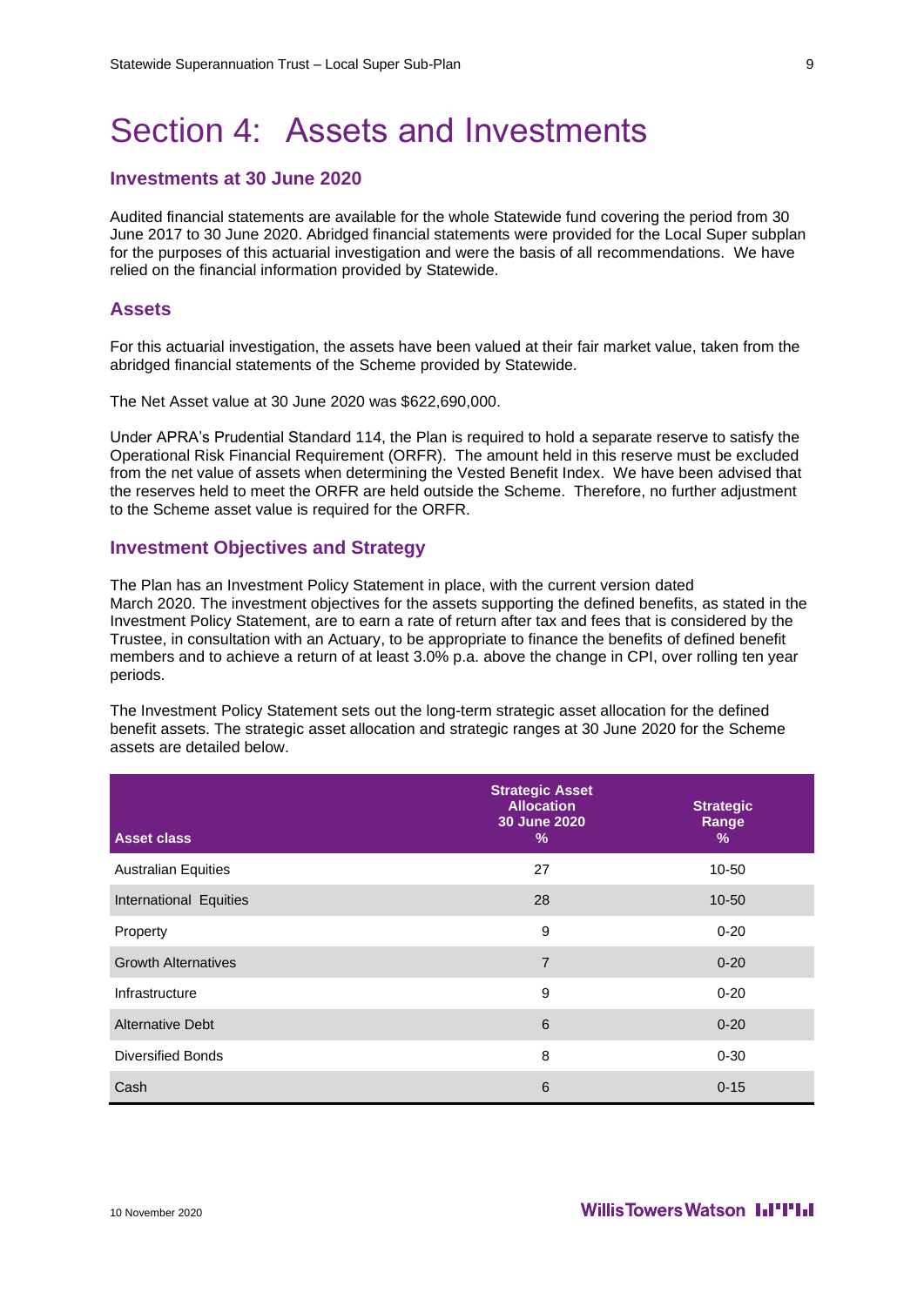# Section 4: Assets and Investments

## Investments at 30 June 2020

Audited financial statements are available for the whole Statewide fund covering the period from 30 June 2017 to 30 June 2020. Abridged financial statements were provided for the Local Super subplan for the purposes of this actuarial investigation and were the basis of all recommendations. We have relied on the financial information provided by Statewide.

## Assets

For this actuarial investigation, the assets have been valued at their fair market value, taken from the abridged financial statements of the Scheme provided by Statewide.

The Net Asset value at 30 June 2020 was $622,690,000.

Under APRA's Prudential Standard 114, the Plan is required to hold a separate reserve to satisfy the Operational Risk Financial Requirement (ORFR). The amount held in this reserve must be excluded from the net value of assets when determining the Vested Benefit Index. We have been advised that the reserves held to meet the ORFR are held outside the Scheme. Therefore, no further adjustment to the Scheme asset value is required for the ORFR.

## Investment Objectives and Strategy

The Plan has an Investment Policy Statement in place, with the current version dated March 2020. The investment objectives for the assets supporting the defined benefits, as stated in the Investment Policy Statement, are to earn a rate of return after tax and fees that is considered by the Trustee, in consultation with an Actuary, to be appropriate to finance the benefits of defined benefit members and to achieve a return of at least 3.0% p.a. above the change in CPI, over rolling ten year periods.

The Investment Policy Statement sets out the long-term strategic asset allocation for the defined benefit assets. The strategic asset allocation and strategic ranges at 30 June 2020 for the Scheme assets are detailed below.

| Asset class | Strategic Asset Allocation 30 June 2020 % | Strategic Range % |
|---|---|---|
| Australian Equities | 27 | 10-50 |
| International Equities | 28 | 10-50 |
| Property | 9 | 0-20 |
| Growth Alternatives | 7 | 0-20 |
| Infrastructure | 9 | 0-20 |
| Alternative Debt | 6 | 0-20 |
| Diversified Bonds | 8 | 0-30 |
| Cash | 6 | 0-15 |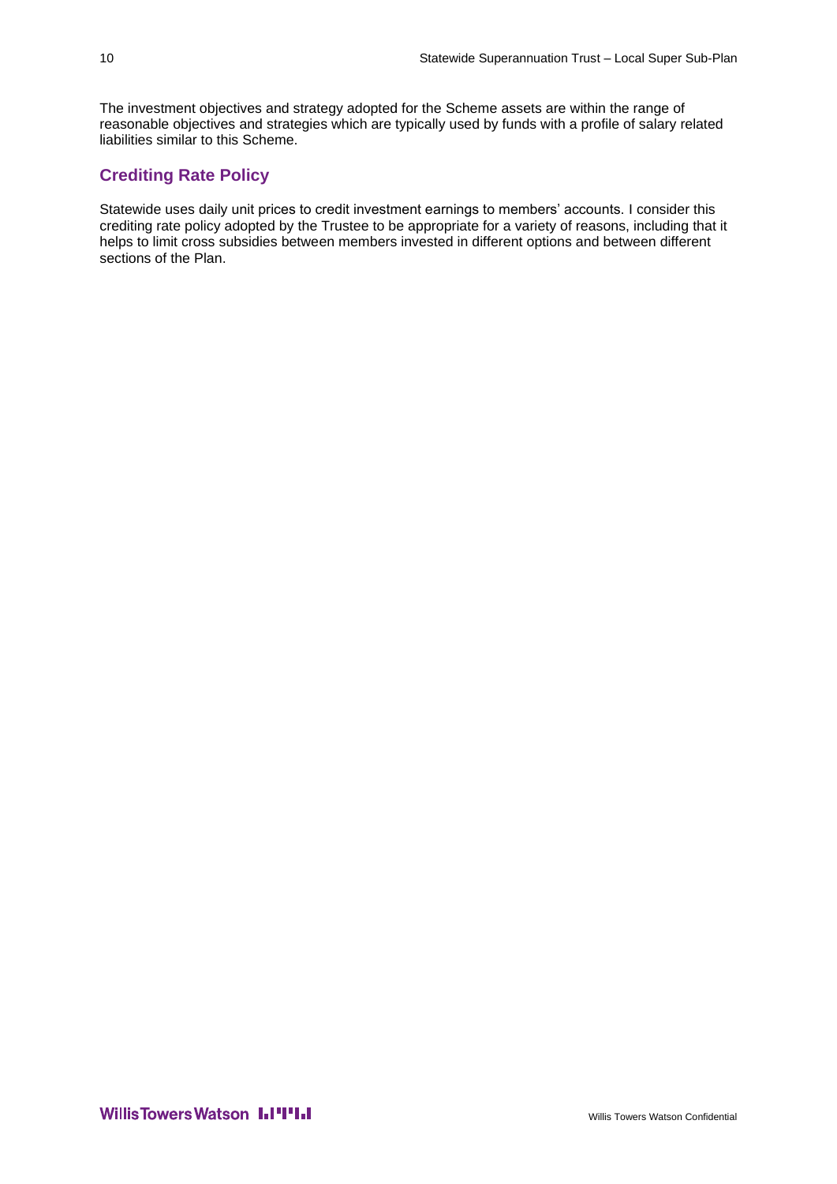The investment objectives and strategy adopted for the Scheme assets are within the range of reasonable objectives and strategies which are typically used by funds with a profile of salary related liabilities similar to this Scheme.

## Crediting Rate Policy

Statewide uses daily unit prices to credit investment earnings to members' accounts. I consider this crediting rate policy adopted by the Trustee to be appropriate for a variety of reasons, including that it helps to limit cross subsidies between members invested in different options and between different sections of the Plan.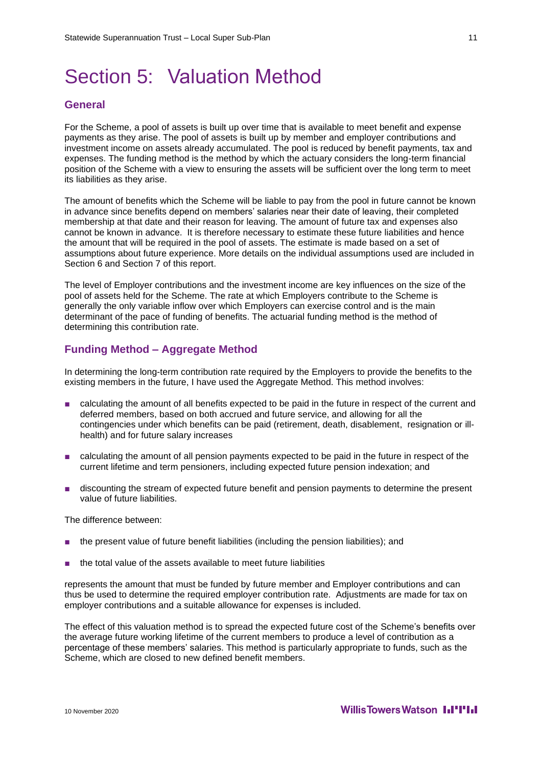# Section 5: Valuation Method

## General

For the Scheme, a pool of assets is built up over time that is available to meet benefit and expense payments as they arise. The pool of assets is built up by member and employer contributions and investment income on assets already accumulated. The pool is reduced by benefit payments, tax and expenses. The funding method is the method by which the actuary considers the long-term financial position of the Scheme with a view to ensuring the assets will be sufficient over the long term to meet its liabilities as they arise.

The amount of benefits which the Scheme will be liable to pay from the pool in future cannot be known in advance since benefits depend on members' salaries near their date of leaving, their completed membership at that date and their reason for leaving. The amount of future tax and expenses also cannot be known in advance. It is therefore necessary to estimate these future liabilities and hence the amount that will be required in the pool of assets. The estimate is made based on a set of assumptions about future experience. More details on the individual assumptions used are included in Section 6 and Section 7 of this report.

The level of Employer contributions and the investment income are key influences on the size of the pool of assets held for the Scheme. The rate at which Employers contribute to the Scheme is generally the only variable inflow over which Employers can exercise control and is the main determinant of the pace of funding of benefits. The actuarial funding method is the method of determining this contribution rate.

## Funding Method – Aggregate Method

In determining the long-term contribution rate required by the Employers to provide the benefits to the existing members in the future, I have used the Aggregate Method. This method involves:

- calculating the amount of all benefits expected to be paid in the future in respect of the current and deferred members, based on both accrued and future service, and allowing for all the contingencies under which benefits can be paid (retirement, death, disablement, resignation or ill-health) and for future salary increases
- calculating the amount of all pension payments expected to be paid in the future in respect of the current lifetime and term pensioners, including expected future pension indexation; and
- discounting the stream of expected future benefit and pension payments to determine the present value of future liabilities.

The difference between:

- the present value of future benefit liabilities (including the pension liabilities); and
- the total value of the assets available to meet future liabilities

represents the amount that must be funded by future member and Employer contributions and can thus be used to determine the required employer contribution rate. Adjustments are made for tax on employer contributions and a suitable allowance for expenses is included.

The effect of this valuation method is to spread the expected future cost of the Scheme's benefits over the average future working lifetime of the current members to produce a level of contribution as a percentage of these members' salaries. This method is particularly appropriate to funds, such as the Scheme, which are closed to new defined benefit members.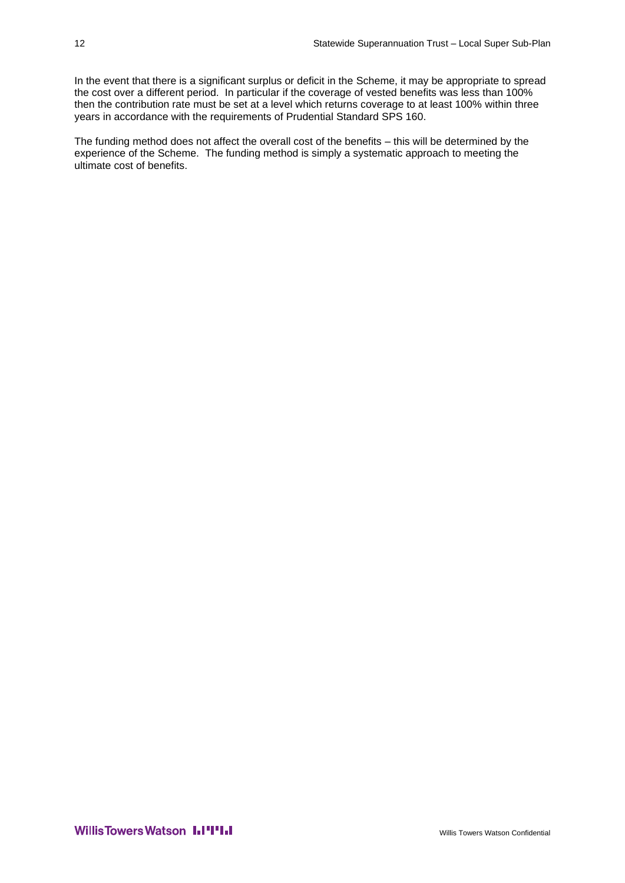In the event that there is a significant surplus or deficit in the Scheme, it may be appropriate to spread the cost over a different period. In particular if the coverage of vested benefits was less than 100% then the contribution rate must be set at a level which returns coverage to at least 100% within three years in accordance with the requirements of Prudential Standard SPS 160.

The funding method does not affect the overall cost of the benefits – this will be determined by the experience of the Scheme. The funding method is simply a systematic approach to meeting the ultimate cost of benefits.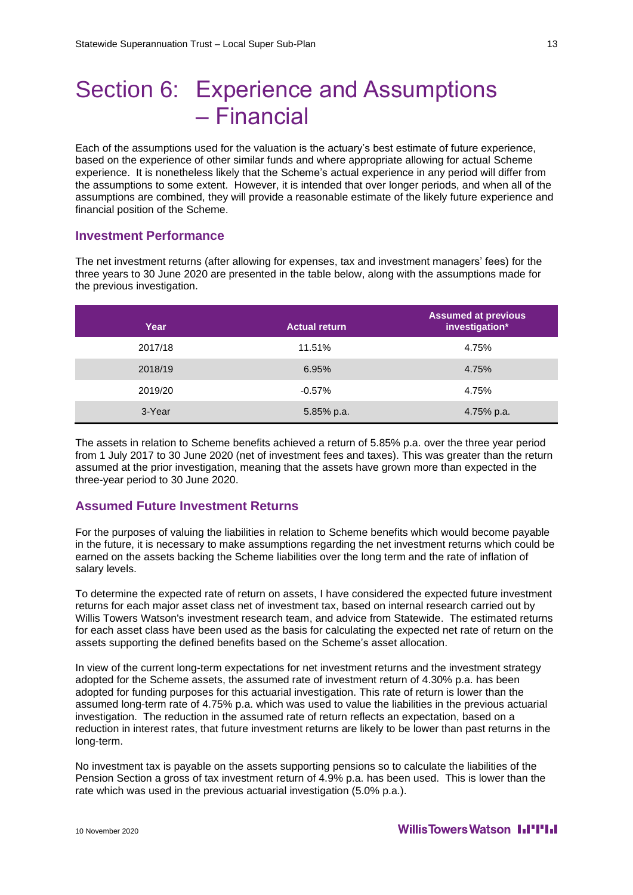# Section 6: Experience and Assumptions – Financial

Each of the assumptions used for the valuation is the actuary's best estimate of future experience, based on the experience of other similar funds and where appropriate allowing for actual Scheme experience. It is nonetheless likely that the Scheme's actual experience in any period will differ from the assumptions to some extent. However, it is intended that over longer periods, and when all of the assumptions are combined, they will provide a reasonable estimate of the likely future experience and financial position of the Scheme.

## Investment Performance

The net investment returns (after allowing for expenses, tax and investment managers' fees) for the three years to 30 June 2020 are presented in the table below, along with the assumptions made for the previous investigation.

| Year | Actual return | Assumed at previous investigation* |
|---|---|---|
| 2017/18 | 11.51% | 4.75% |
| 2018/19 | 6.95% | 4.75% |
| 2019/20 | -0.57% | 4.75% |
| 3-Year | 5.85% p.a. | 4.75% p.a. |

The assets in relation to Scheme benefits achieved a return of 5.85% p.a. over the three year period from 1 July 2017 to 30 June 2020 (net of investment fees and taxes). This was greater than the return assumed at the prior investigation, meaning that the assets have grown more than expected in the three-year period to 30 June 2020.

## Assumed Future Investment Returns

For the purposes of valuing the liabilities in relation to Scheme benefits which would become payable in the future, it is necessary to make assumptions regarding the net investment returns which could be earned on the assets backing the Scheme liabilities over the long term and the rate of inflation of salary levels.

To determine the expected rate of return on assets, I have considered the expected future investment returns for each major asset class net of investment tax, based on internal research carried out by Willis Towers Watson's investment research team, and advice from Statewide. The estimated returns for each asset class have been used as the basis for calculating the expected net rate of return on the assets supporting the defined benefits based on the Scheme's asset allocation.

In view of the current long-term expectations for net investment returns and the investment strategy adopted for the Scheme assets, the assumed rate of investment return of 4.30% p.a. has been adopted for funding purposes for this actuarial investigation. This rate of return is lower than the assumed long-term rate of 4.75% p.a. which was used to value the liabilities in the previous actuarial investigation. The reduction in the assumed rate of return reflects an expectation, based on a reduction in interest rates, that future investment returns are likely to be lower than past returns in the long-term.

No investment tax is payable on the assets supporting pensions so to calculate the liabilities of the Pension Section a gross of tax investment return of 4.9% p.a. has been used. This is lower than the rate which was used in the previous actuarial investigation (5.0% p.a.).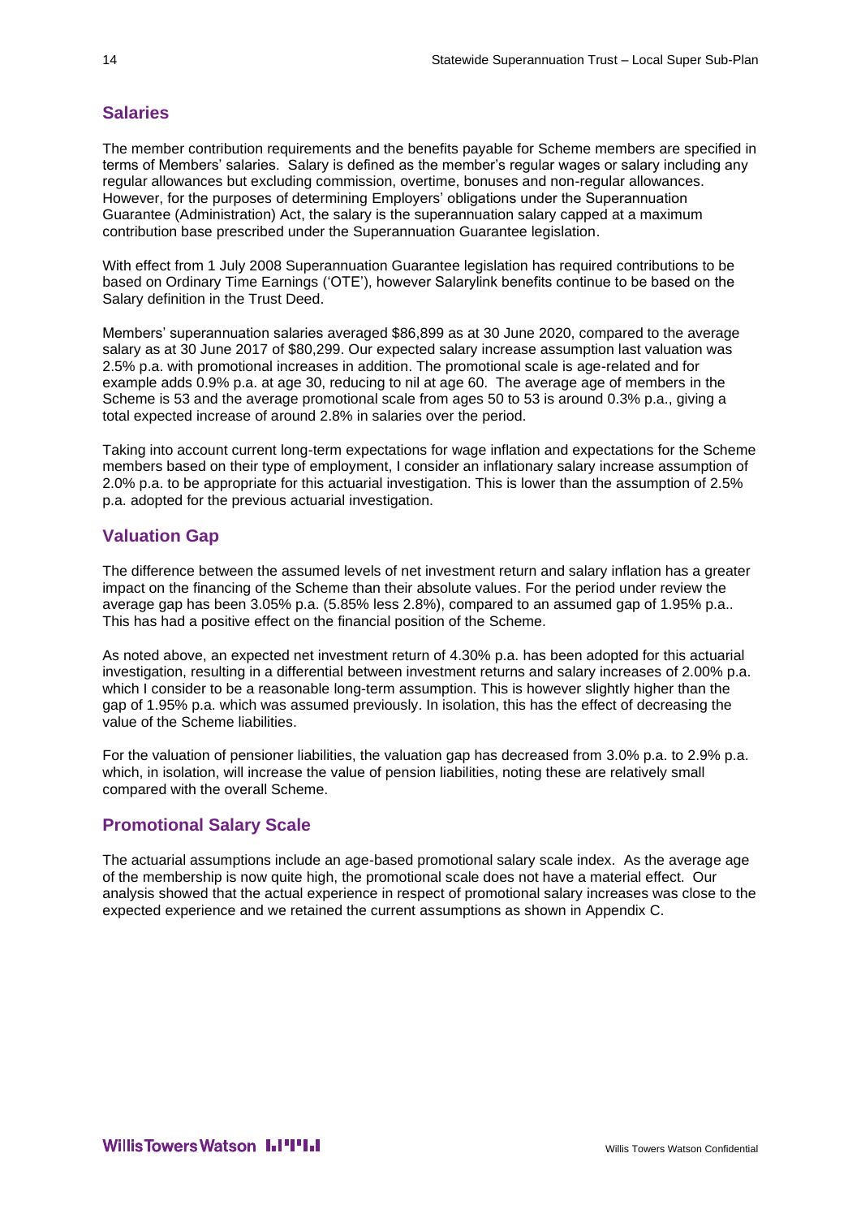## Salaries

The member contribution requirements and the benefits payable for Scheme members are specified in terms of Members' salaries. Salary is defined as the member's regular wages or salary including any regular allowances but excluding commission, overtime, bonuses and non-regular allowances. However, for the purposes of determining Employers' obligations under the Superannuation Guarantee (Administration) Act, the salary is the superannuation salary capped at a maximum contribution base prescribed under the Superannuation Guarantee legislation.

With effect from 1 July 2008 Superannuation Guarantee legislation has required contributions to be based on Ordinary Time Earnings ('OTE'), however Salarylink benefits continue to be based on the Salary definition in the Trust Deed.

Members' superannuation salaries averaged $86,899 as at 30 June 2020, compared to the average salary as at 30 June 2017 of $80,299. Our expected salary increase assumption last valuation was 2.5% p.a. with promotional increases in addition. The promotional scale is age-related and for example adds 0.9% p.a. at age 30, reducing to nil at age 60. The average age of members in the Scheme is 53 and the average promotional scale from ages 50 to 53 is around 0.3% p.a., giving a total expected increase of around 2.8% in salaries over the period.

Taking into account current long-term expectations for wage inflation and expectations for the Scheme members based on their type of employment, I consider an inflationary salary increase assumption of 2.0% p.a. to be appropriate for this actuarial investigation. This is lower than the assumption of 2.5% p.a. adopted for the previous actuarial investigation.

## Valuation Gap

The difference between the assumed levels of net investment return and salary inflation has a greater impact on the financing of the Scheme than their absolute values. For the period under review the average gap has been 3.05% p.a. (5.85% less 2.8%), compared to an assumed gap of 1.95% p.a.. This has had a positive effect on the financial position of the Scheme.

As noted above, an expected net investment return of 4.30% p.a. has been adopted for this actuarial investigation, resulting in a differential between investment returns and salary increases of 2.00% p.a. which I consider to be a reasonable long-term assumption. This is however slightly higher than the gap of 1.95% p.a. which was assumed previously. In isolation, this has the effect of decreasing the value of the Scheme liabilities.

For the valuation of pensioner liabilities, the valuation gap has decreased from 3.0% p.a. to 2.9% p.a. which, in isolation, will increase the value of pension liabilities, noting these are relatively small compared with the overall Scheme.

## Promotional Salary Scale

The actuarial assumptions include an age-based promotional salary scale index. As the average age of the membership is now quite high, the promotional scale does not have a material effect. Our analysis showed that the actual experience in respect of promotional salary increases was close to the expected experience and we retained the current assumptions as shown in Appendix C.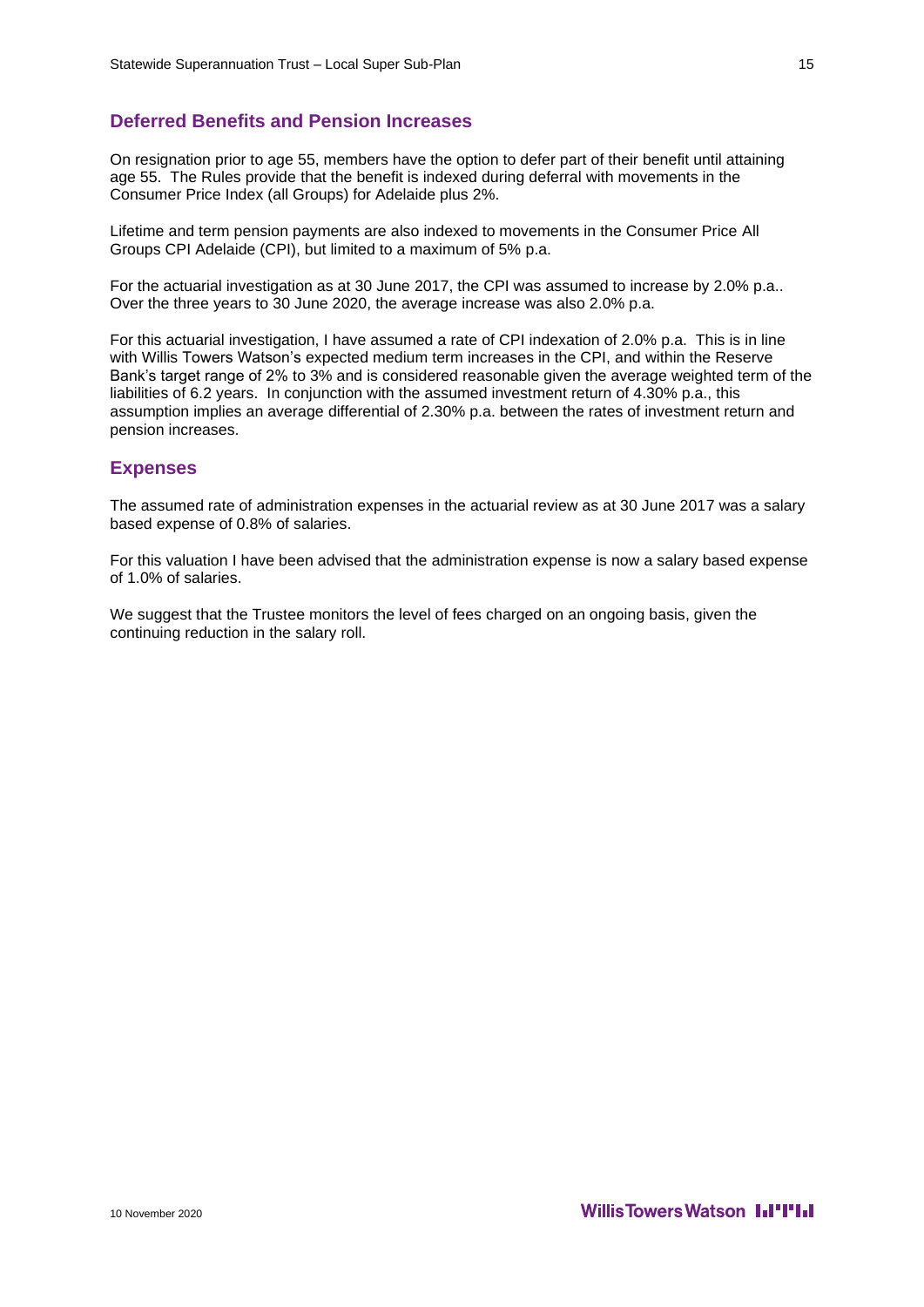## Deferred Benefits and Pension Increases

On resignation prior to age 55, members have the option to defer part of their benefit until attaining age 55. The Rules provide that the benefit is indexed during deferral with movements in the Consumer Price Index (all Groups) for Adelaide plus 2%.

Lifetime and term pension payments are also indexed to movements in the Consumer Price All Groups CPI Adelaide (CPI), but limited to a maximum of 5% p.a.

For the actuarial investigation as at 30 June 2017, the CPI was assumed to increase by 2.0% p.a.. Over the three years to 30 June 2020, the average increase was also 2.0% p.a.

For this actuarial investigation, I have assumed a rate of CPI indexation of 2.0% p.a. This is in line with Willis Towers Watson's expected medium term increases in the CPI, and within the Reserve Bank's target range of 2% to 3% and is considered reasonable given the average weighted term of the liabilities of 6.2 years. In conjunction with the assumed investment return of 4.30% p.a., this assumption implies an average differential of 2.30% p.a. between the rates of investment return and pension increases.

## Expenses

The assumed rate of administration expenses in the actuarial review as at 30 June 2017 was a salary based expense of 0.8% of salaries.

For this valuation I have been advised that the administration expense is now a salary based expense of 1.0% of salaries.

We suggest that the Trustee monitors the level of fees charged on an ongoing basis, given the continuing reduction in the salary roll.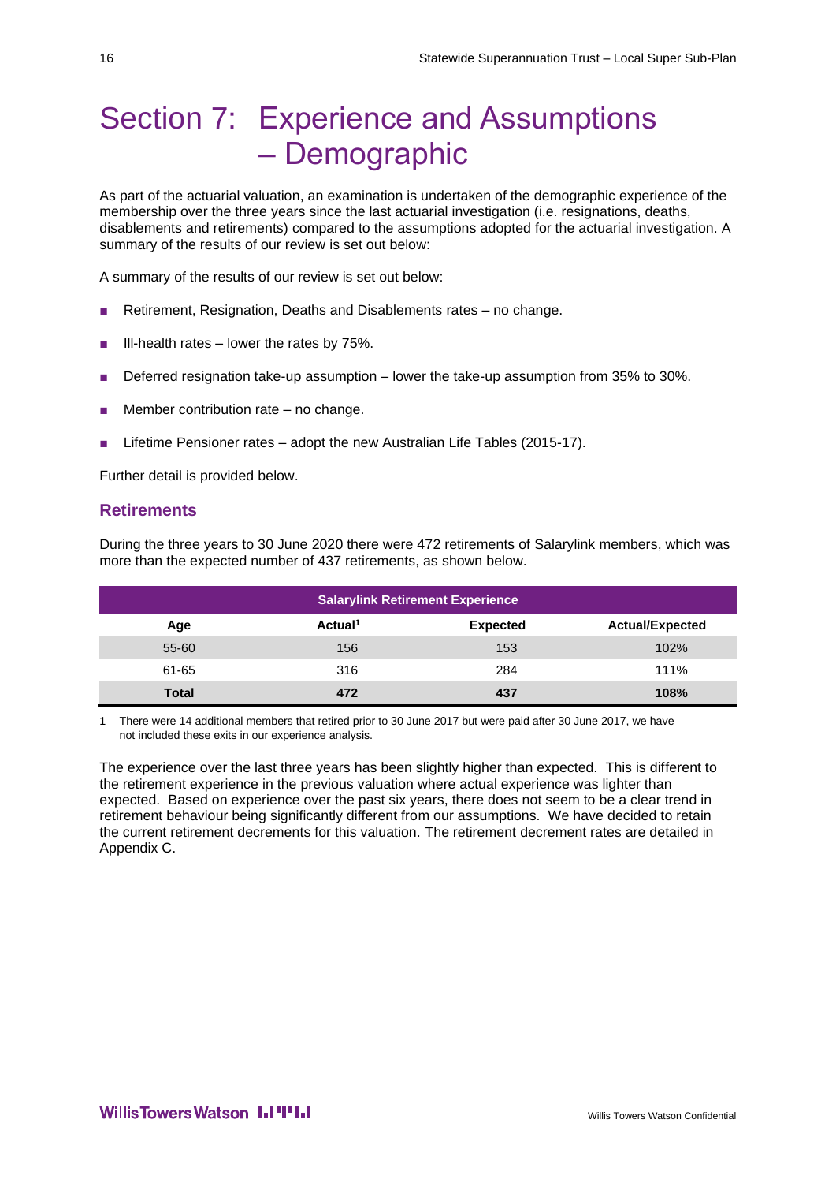# Section 7: Experience and Assumptions – Demographic

As part of the actuarial valuation, an examination is undertaken of the demographic experience of the membership over the three years since the last actuarial investigation (i.e. resignations, deaths, disablements and retirements) compared to the assumptions adopted for the actuarial investigation. A summary of the results of our review is set out below:

A summary of the results of our review is set out below:

- Retirement, Resignation, Deaths and Disablements rates – no change.
- Ill-health rates – lower the rates by 75%.
- Deferred resignation take-up assumption – lower the take-up assumption from 35% to 30%.
- Member contribution rate – no change.
- Lifetime Pensioner rates – adopt the new Australian Life Tables (2015-17).

Further detail is provided below.

## Retirements

During the three years to 30 June 2020 there were 472 retirements of Salarylink members, which was more than the expected number of 437 retirements, as shown below.

| Salarylink Retirement Experience | | | |
|---|---|---|---|
| **Age** | **Actual[1]** | **Expected** | **Actual/Expected** |
| 55-60 | 156 | 153 | 102% |
| 61-65 | 316 | 284 | 111% |
| **Total** | **472** | **437** | **108%** |

1 There were 14 additional members that retired prior to 30 June 2017 but were paid after 30 June 2017, we have not included these exits in our experience analysis.

The experience over the last three years has been slightly higher than expected. This is different to the retirement experience in the previous valuation where actual experience was lighter than expected. Based on experience over the past six years, there does not seem to be a clear trend in retirement behaviour being significantly different from our assumptions. We have decided to retain the current retirement decrements for this valuation. The retirement decrement rates are detailed in Appendix C.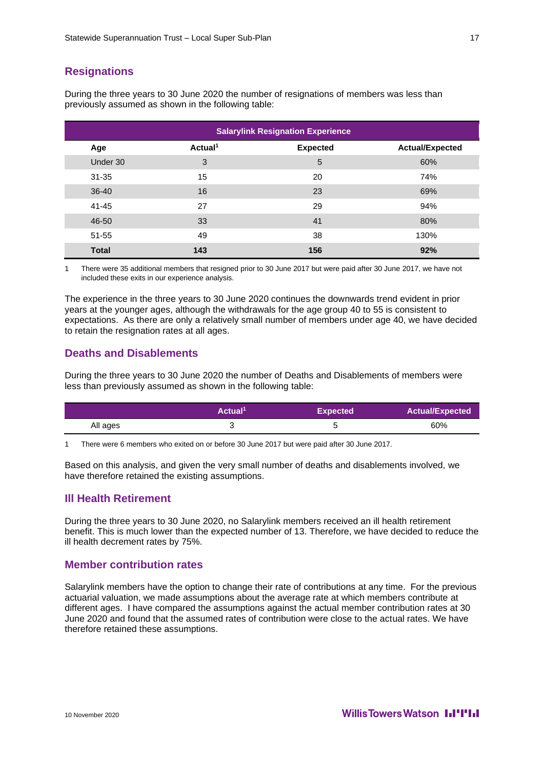## Resignations

During the three years to 30 June 2020 the number of resignations of members was less than previously assumed as shown in the following table:

| Salarylink Resignation Experience | | | |
|---|---|---|---|
| **Age** | **Actual[1]** | **Expected** | **Actual/Expected** |
| Under 30 | 3 | 5 | 60% |
| 31-35 | 15 | 20 | 74% |
| 36-40 | 16 | 23 | 69% |
| 41-45 | 27 | 29 | 94% |
| 46-50 | 33 | 41 | 80% |
| 51-55 | 49 | 38 | 130% |
| **Total** | **143** | **156** | **92%** |

1 There were 35 additional members that resigned prior to 30 June 2017 but were paid after 30 June 2017, we have not included these exits in our experience analysis.

The experience in the three years to 30 June 2020 continues the downwards trend evident in prior years at the younger ages, although the withdrawals for the age group 40 to 55 is consistent to expectations. As there are only a relatively small number of members under age 40, we have decided to retain the resignation rates at all ages.

## Deaths and Disablements

During the three years to 30 June 2020 the number of Deaths and Disablements of members were less than previously assumed as shown in the following table:

| | Actual[1] | Expected | Actual/Expected |
|---|---|---|---|
| All ages | 3 | 5 | 60% |

1 There were 6 members who exited on or before 30 June 2017 but were paid after 30 June 2017.

Based on this analysis, and given the very small number of deaths and disablements involved, we have therefore retained the existing assumptions.

## Ill Health Retirement

During the three years to 30 June 2020, no Salarylink members received an ill health retirement benefit. This is much lower than the expected number of 13. Therefore, we have decided to reduce the ill health decrement rates by 75%.

## Member contribution rates

Salarylink members have the option to change their rate of contributions at any time. For the previous actuarial valuation, we made assumptions about the average rate at which members contribute at different ages. I have compared the assumptions against the actual member contribution rates at 30 June 2020 and found that the assumed rates of contribution were close to the actual rates. We have therefore retained these assumptions.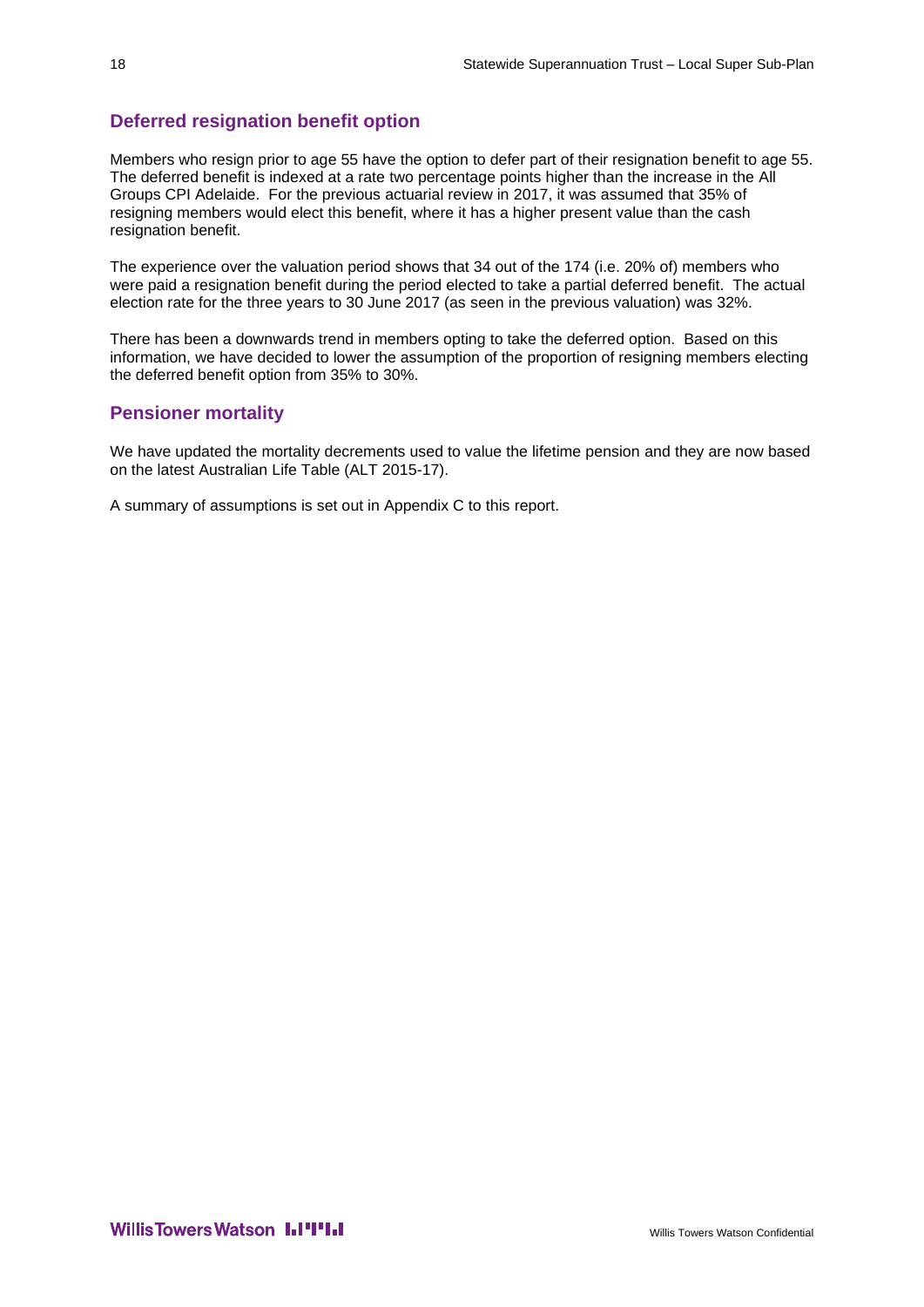## Deferred resignation benefit option

Members who resign prior to age 55 have the option to defer part of their resignation benefit to age 55. The deferred benefit is indexed at a rate two percentage points higher than the increase in the All Groups CPI Adelaide. For the previous actuarial review in 2017, it was assumed that 35% of resigning members would elect this benefit, where it has a higher present value than the cash resignation benefit.

The experience over the valuation period shows that 34 out of the 174 (i.e. 20% of) members who were paid a resignation benefit during the period elected to take a partial deferred benefit. The actual election rate for the three years to 30 June 2017 (as seen in the previous valuation) was 32%.

There has been a downwards trend in members opting to take the deferred option. Based on this information, we have decided to lower the assumption of the proportion of resigning members electing the deferred benefit option from 35% to 30%.

## Pensioner mortality

We have updated the mortality decrements used to value the lifetime pension and they are now based on the latest Australian Life Table (ALT 2015-17).

A summary of assumptions is set out in Appendix C to this report.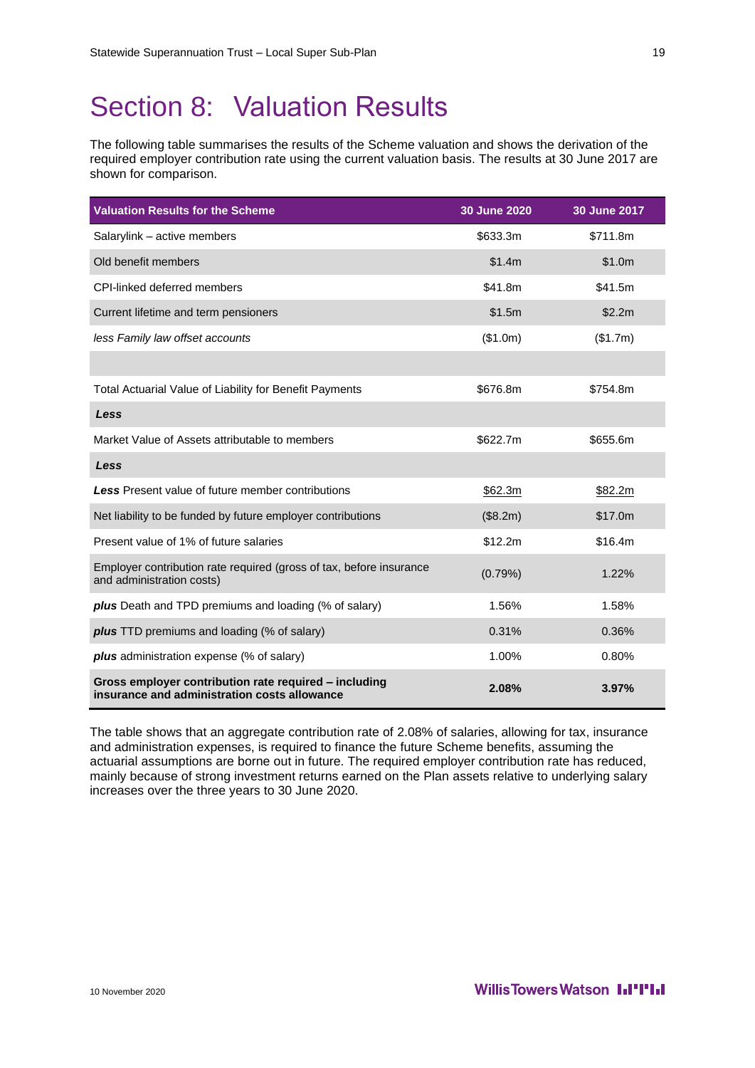# Section 8: Valuation Results

The following table summarises the results of the Scheme valuation and shows the derivation of the required employer contribution rate using the current valuation basis. The results at 30 June 2017 are shown for comparison.

| **Valuation Results for the Scheme** | **30 June 2020** | **30 June 2017** |
|---|---|---|
| Salarylink – active members | $633.3m | $711.8m |
| Old benefit members | $1.4m | $1.0m |
| CPI-linked deferred members | $41.8m | $41.5m |
| Current lifetime and term pensioners | $1.5m | $2.2m |
| *less Family law offset accounts* | ($1.0m) | ($1.7m) |
| | | |
| Total Actuarial Value of Liability for Benefit Payments | $676.8m | $754.8m |
| ***Less*** | | |
| Market Value of Assets attributable to members | $622.7m | $655.6m |
| ***Less*** | | |
| ***Less*** Present value of future member contributions | $62.3m | $82.2m |
| Net liability to be funded by future employer contributions | ($8.2m) | $17.0m |
| Present value of 1% of future salaries | $12.2m | $16.4m |
| Employer contribution rate required (gross of tax, before insurance and administration costs) | (0.79%) | 1.22% |
| ***plus*** Death and TPD premiums and loading (% of salary) | 1.56% | 1.58% |
| ***plus*** TTD premiums and loading (% of salary) | 0.31% | 0.36% |
| ***plus*** administration expense (% of salary) | 1.00% | 0.80% |
| **Gross employer contribution rate required – including insurance and administration costs allowance** | **2.08%** | **3.97%** |

The table shows that an aggregate contribution rate of 2.08% of salaries, allowing for tax, insurance and administration expenses, is required to finance the future Scheme benefits, assuming the actuarial assumptions are borne out in future. The required employer contribution rate has reduced, mainly because of strong investment returns earned on the Plan assets relative to underlying salary increases over the three years to 30 June 2020.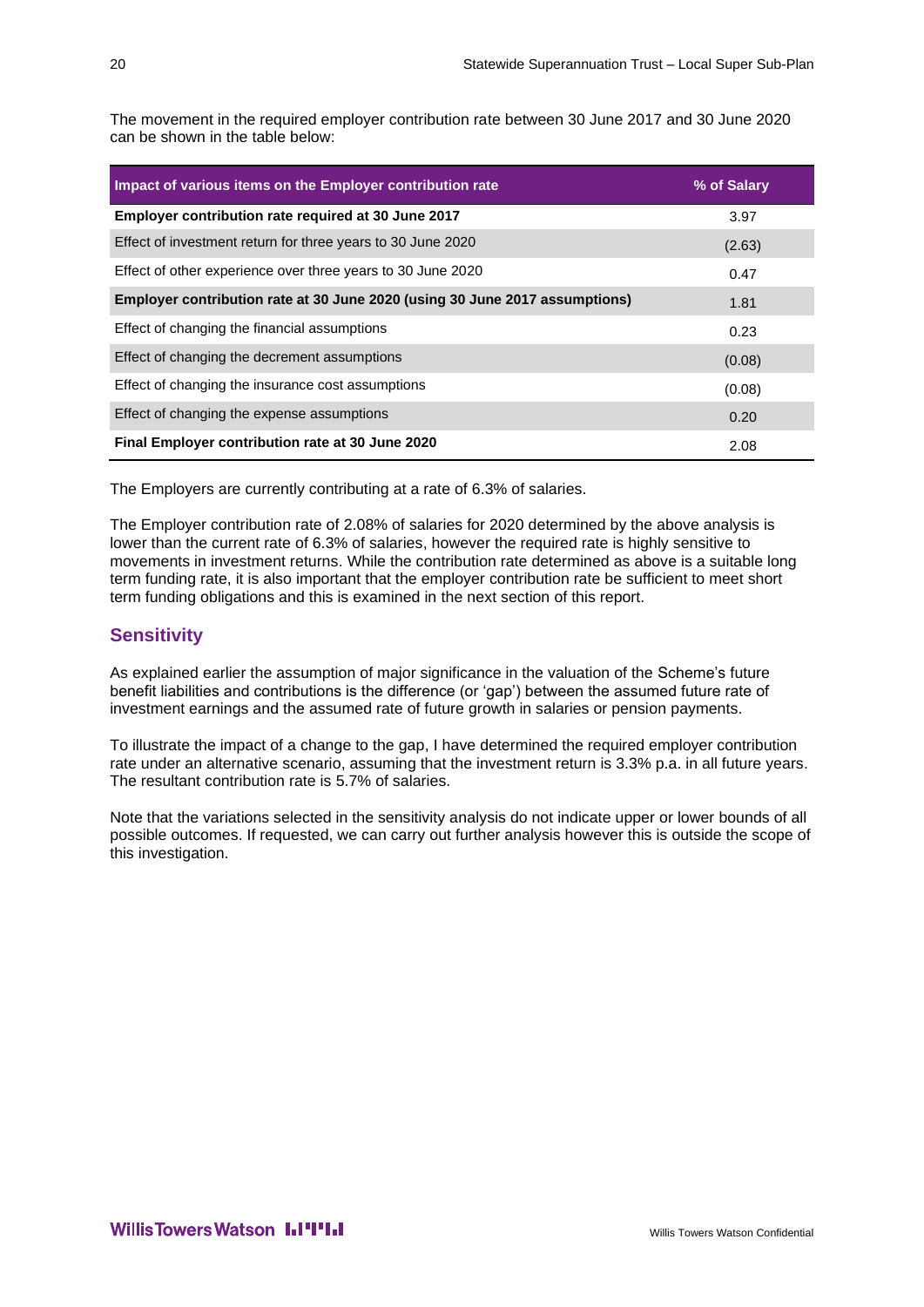The movement in the required employer contribution rate between 30 June 2017 and 30 June 2020 can be shown in the table below:

| Impact of various items on the Employer contribution rate | % of Salary |
|---|---|
| **Employer contribution rate required at 30 June 2017** | 3.97 |
| Effect of investment return for three years to 30 June 2020 | (2.63) |
| Effect of other experience over three years to 30 June 2020 | 0.47 |
| **Employer contribution rate at 30 June 2020 (using 30 June 2017 assumptions)** | 1.81 |
| Effect of changing the financial assumptions | 0.23 |
| Effect of changing the decrement assumptions | (0.08) |
| Effect of changing the insurance cost assumptions | (0.08) |
| Effect of changing the expense assumptions | 0.20 |
| **Final Employer contribution rate at 30 June 2020** | 2.08 |

The Employers are currently contributing at a rate of 6.3% of salaries.

The Employer contribution rate of 2.08% of salaries for 2020 determined by the above analysis is lower than the current rate of 6.3% of salaries, however the required rate is highly sensitive to movements in investment returns. While the contribution rate determined as above is a suitable long term funding rate, it is also important that the employer contribution rate be sufficient to meet short term funding obligations and this is examined in the next section of this report.

## Sensitivity

As explained earlier the assumption of major significance in the valuation of the Scheme's future benefit liabilities and contributions is the difference (or 'gap') between the assumed future rate of investment earnings and the assumed rate of future growth in salaries or pension payments.

To illustrate the impact of a change to the gap, I have determined the required employer contribution rate under an alternative scenario, assuming that the investment return is 3.3% p.a. in all future years. The resultant contribution rate is 5.7% of salaries.

Note that the variations selected in the sensitivity analysis do not indicate upper or lower bounds of all possible outcomes. If requested, we can carry out further analysis however this is outside the scope of this investigation.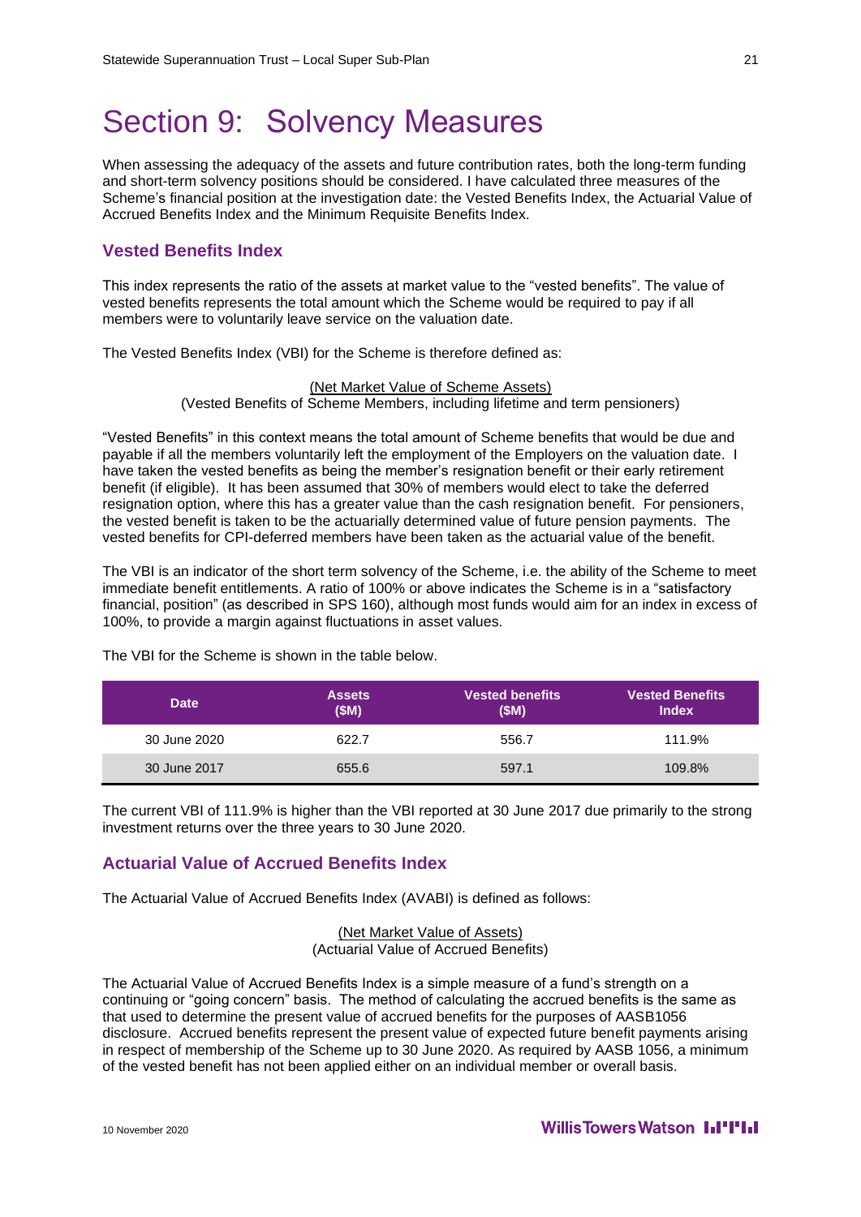# Section 9: Solvency Measures

When assessing the adequacy of the assets and future contribution rates, both the long-term funding and short-term solvency positions should be considered. I have calculated three measures of the Scheme's financial position at the investigation date: the Vested Benefits Index, the Actuarial Value of Accrued Benefits Index and the Minimum Requisite Benefits Index.

## Vested Benefits Index

This index represents the ratio of the assets at market value to the "vested benefits". The value of vested benefits represents the total amount which the Scheme would be required to pay if all members were to voluntarily leave service on the valuation date.

The Vested Benefits Index (VBI) for the Scheme is therefore defined as:

$$\frac{\text{(Net Market Value of Scheme Assets)}}{\text{(Vested Benefits of Scheme Members, including lifetime and term pensioners)}}$$

"Vested Benefits" in this context means the total amount of Scheme benefits that would be due and payable if all the members voluntarily left the employment of the Employers on the valuation date. I have taken the vested benefits as being the member's resignation benefit or their early retirement benefit (if eligible). It has been assumed that 30% of members would elect to take the deferred resignation option, where this has a greater value than the cash resignation benefit. For pensioners, the vested benefit is taken to be the actuarially determined value of future pension payments. The vested benefits for CPI-deferred members have been taken as the actuarial value of the benefit.

The VBI is an indicator of the short term solvency of the Scheme, i.e. the ability of the Scheme to meet immediate benefit entitlements. A ratio of 100% or above indicates the Scheme is in a "satisfactory financial, position" (as described in SPS 160), although most funds would aim for an index in excess of 100%, to provide a margin against fluctuations in asset values.

The VBI for the Scheme is shown in the table below.

| Date | Assets ($M) | Vested benefits ($M) | Vested Benefits Index |
|---|---|---|---|
| 30 June 2020 | 622.7 | 556.7 | 111.9% |
| 30 June 2017 | 655.6 | 597.1 | 109.8% |

The current VBI of 111.9% is higher than the VBI reported at 30 June 2017 due primarily to the strong investment returns over the three years to 30 June 2020.

## Actuarial Value of Accrued Benefits Index

The Actuarial Value of Accrued Benefits Index (AVABI) is defined as follows:

$$\frac{\text{(Net Market Value of Assets)}}{\text{(Actuarial Value of Accrued Benefits)}}$$

The Actuarial Value of Accrued Benefits Index is a simple measure of a fund's strength on a continuing or "going concern" basis. The method of calculating the accrued benefits is the same as that used to determine the present value of accrued benefits for the purposes of AASB1056 disclosure. Accrued benefits represent the present value of expected future benefit payments arising in respect of membership of the Scheme up to 30 June 2020. As required by AASB 1056, a minimum of the vested benefit has not been applied either on an individual member or overall basis.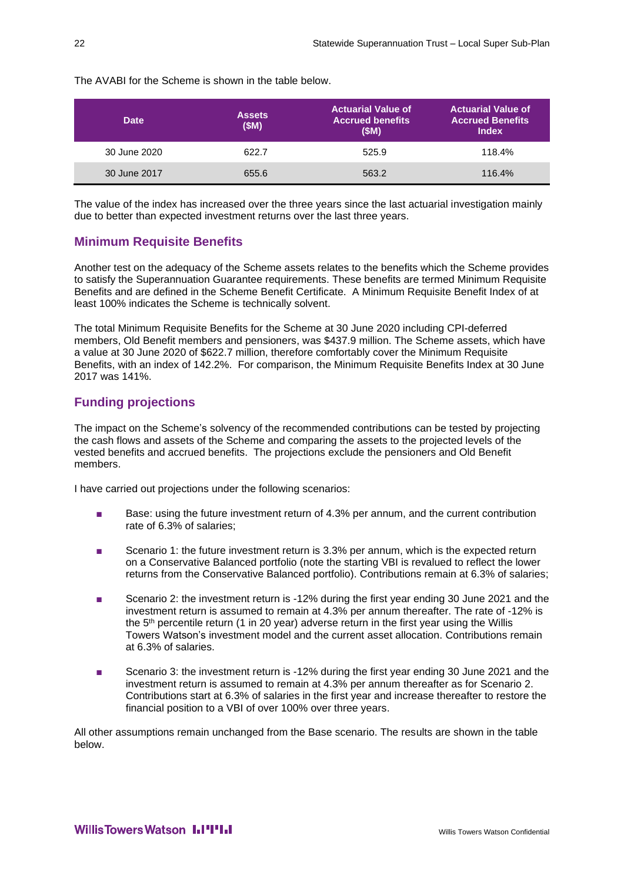The AVABI for the Scheme is shown in the table below.

| Date | Assets ($M) | Actuarial Value of Accrued benefits ($M) | Actuarial Value of Accrued Benefits Index |
|---|---|---|---|
| 30 June 2020 | 622.7 | 525.9 | 118.4% |
| 30 June 2017 | 655.6 | 563.2 | 116.4% |

The value of the index has increased over the three years since the last actuarial investigation mainly due to better than expected investment returns over the last three years.

## Minimum Requisite Benefits

Another test on the adequacy of the Scheme assets relates to the benefits which the Scheme provides to satisfy the Superannuation Guarantee requirements. These benefits are termed Minimum Requisite Benefits and are defined in the Scheme Benefit Certificate. A Minimum Requisite Benefit Index of at least 100% indicates the Scheme is technically solvent.

The total Minimum Requisite Benefits for the Scheme at 30 June 2020 including CPI-deferred members, Old Benefit members and pensioners, was $437.9 million. The Scheme assets, which have a value at 30 June 2020 of $622.7 million, therefore comfortably cover the Minimum Requisite Benefits, with an index of 142.2%. For comparison, the Minimum Requisite Benefits Index at 30 June 2017 was 141%.

## Funding projections

The impact on the Scheme's solvency of the recommended contributions can be tested by projecting the cash flows and assets of the Scheme and comparing the assets to the projected levels of the vested benefits and accrued benefits. The projections exclude the pensioners and Old Benefit members.

I have carried out projections under the following scenarios:

- Base: using the future investment return of 4.3% per annum, and the current contribution rate of 6.3% of salaries;
- Scenario 1: the future investment return is 3.3% per annum, which is the expected return on a Conservative Balanced portfolio (note the starting VBI is revalued to reflect the lower returns from the Conservative Balanced portfolio). Contributions remain at 6.3% of salaries;
- Scenario 2: the investment return is -12% during the first year ending 30 June 2021 and the investment return is assumed to remain at 4.3% per annum thereafter. The rate of -12% is the 5th percentile return (1 in 20 year) adverse return in the first year using the Willis Towers Watson's investment model and the current asset allocation. Contributions remain at 6.3% of salaries.
- Scenario 3: the investment return is -12% during the first year ending 30 June 2021 and the investment return is assumed to remain at 4.3% per annum thereafter as for Scenario 2. Contributions start at 6.3% of salaries in the first year and increase thereafter to restore the financial position to a VBI of over 100% over three years.

All other assumptions remain unchanged from the Base scenario. The results are shown in the table below.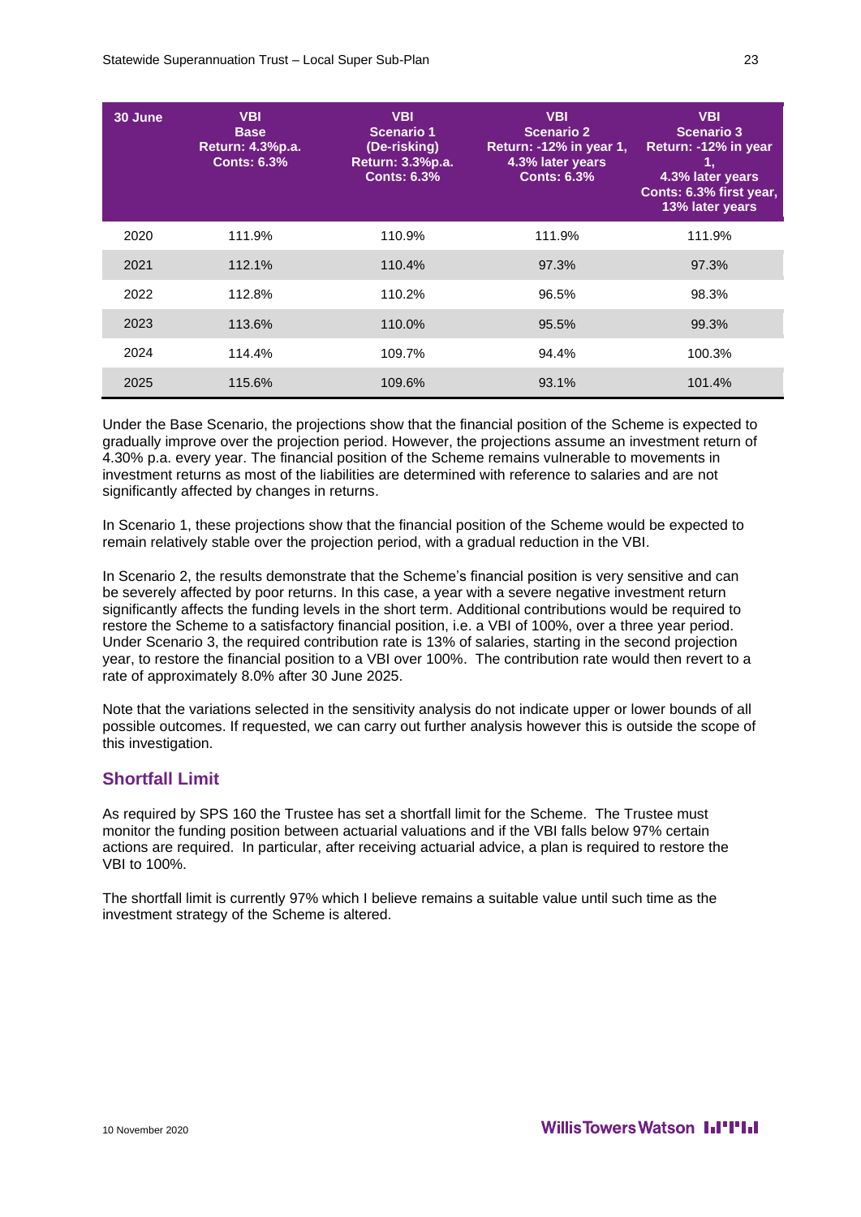| 30 June | VBI Base Return: 4.3%p.a. Conts: 6.3% | VBI Scenario 1 (De-risking) Return: 3.3%p.a. Conts: 6.3% | VBI Scenario 2 Return: -12% in year 1, 4.3% later years Conts: 6.3% | VBI Scenario 3 Return: -12% in year 1, 4.3% later years Conts: 6.3% first year, 13% later years |
|---|---|---|---|---|
| 2020 | 111.9% | 110.9% | 111.9% | 111.9% |
| 2021 | 112.1% | 110.4% | 97.3% | 97.3% |
| 2022 | 112.8% | 110.2% | 96.5% | 98.3% |
| 2023 | 113.6% | 110.0% | 95.5% | 99.3% |
| 2024 | 114.4% | 109.7% | 94.4% | 100.3% |
| 2025 | 115.6% | 109.6% | 93.1% | 101.4% |

Under the Base Scenario, the projections show that the financial position of the Scheme is expected to gradually improve over the projection period. However, the projections assume an investment return of 4.30% p.a. every year. The financial position of the Scheme remains vulnerable to movements in investment returns as most of the liabilities are determined with reference to salaries and are not significantly affected by changes in returns.

In Scenario 1, these projections show that the financial position of the Scheme would be expected to remain relatively stable over the projection period, with a gradual reduction in the VBI.

In Scenario 2, the results demonstrate that the Scheme's financial position is very sensitive and can be severely affected by poor returns. In this case, a year with a severe negative investment return significantly affects the funding levels in the short term. Additional contributions would be required to restore the Scheme to a satisfactory financial position, i.e. a VBI of 100%, over a three year period. Under Scenario 3, the required contribution rate is 13% of salaries, starting in the second projection year, to restore the financial position to a VBI over 100%. The contribution rate would then revert to a rate of approximately 8.0% after 30 June 2025.

Note that the variations selected in the sensitivity analysis do not indicate upper or lower bounds of all possible outcomes. If requested, we can carry out further analysis however this is outside the scope of this investigation.

## Shortfall Limit

As required by SPS 160 the Trustee has set a shortfall limit for the Scheme. The Trustee must monitor the funding position between actuarial valuations and if the VBI falls below 97% certain actions are required. In particular, after receiving actuarial advice, a plan is required to restore the VBI to 100%.

The shortfall limit is currently 97% which I believe remains a suitable value until such time as the investment strategy of the Scheme is altered.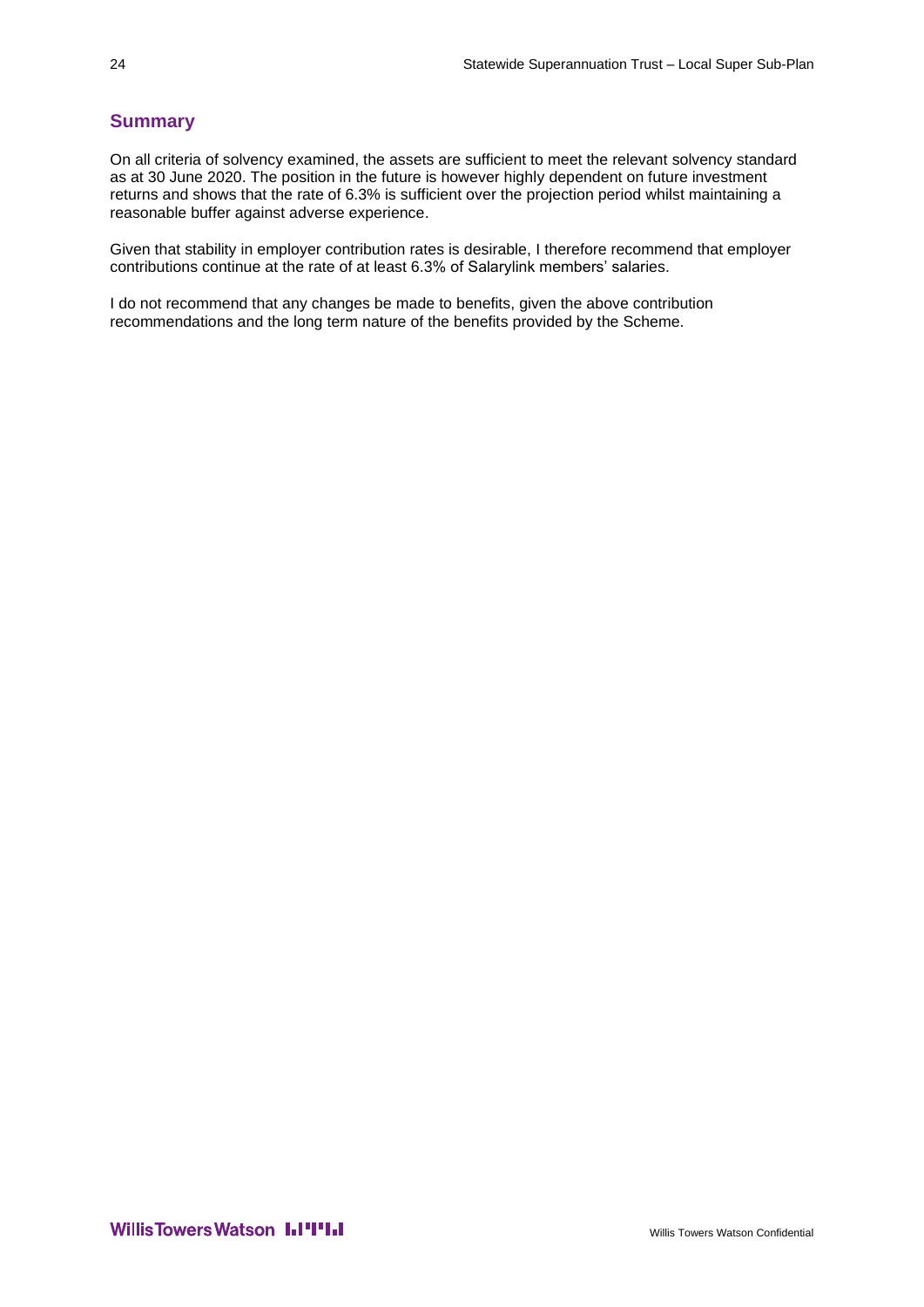## Summary

On all criteria of solvency examined, the assets are sufficient to meet the relevant solvency standard as at 30 June 2020. The position in the future is however highly dependent on future investment returns and shows that the rate of 6.3% is sufficient over the projection period whilst maintaining a reasonable buffer against adverse experience.

Given that stability in employer contribution rates is desirable, I therefore recommend that employer contributions continue at the rate of at least 6.3% of Salarylink members' salaries.

I do not recommend that any changes be made to benefits, given the above contribution recommendations and the long term nature of the benefits provided by the Scheme.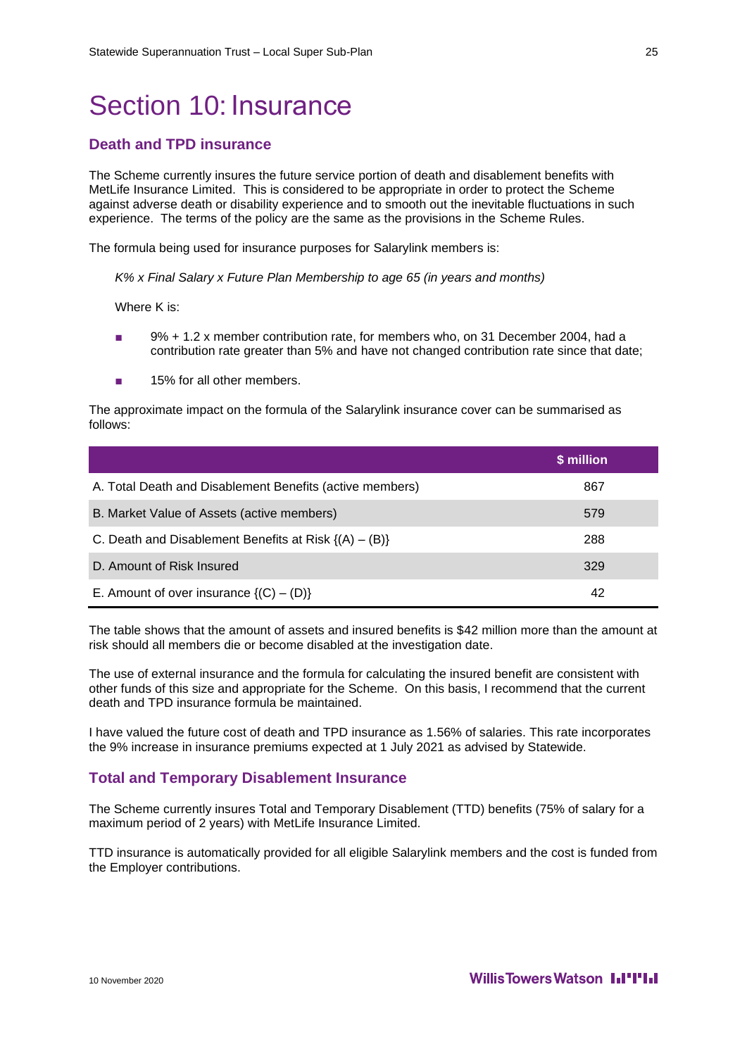# Section 10: Insurance

## Death and TPD insurance

The Scheme currently insures the future service portion of death and disablement benefits with MetLife Insurance Limited. This is considered to be appropriate in order to protect the Scheme against adverse death or disability experience and to smooth out the inevitable fluctuations in such experience. The terms of the policy are the same as the provisions in the Scheme Rules.

The formula being used for insurance purposes for Salarylink members is:

*K% x Final Salary x Future Plan Membership to age 65 (in years and months)*

Where K is:

- 9% + 1.2 x member contribution rate, for members who, on 31 December 2004, had a contribution rate greater than 5% and have not changed contribution rate since that date;
- 15% for all other members.

The approximate impact on the formula of the Salarylink insurance cover can be summarised as follows:

| | $ million |
|---|---|
| A. Total Death and Disablement Benefits (active members) | 867 |
| B. Market Value of Assets (active members) | 579 |
| C. Death and Disablement Benefits at Risk {(A) – (B)} | 288 |
| D. Amount of Risk Insured | 329 |
| E. Amount of over insurance {(C) – (D)} | 42 |

The table shows that the amount of assets and insured benefits is $42 million more than the amount at risk should all members die or become disabled at the investigation date.

The use of external insurance and the formula for calculating the insured benefit are consistent with other funds of this size and appropriate for the Scheme. On this basis, I recommend that the current death and TPD insurance formula be maintained.

I have valued the future cost of death and TPD insurance as 1.56% of salaries. This rate incorporates the 9% increase in insurance premiums expected at 1 July 2021 as advised by Statewide.

## Total and Temporary Disablement Insurance

The Scheme currently insures Total and Temporary Disablement (TTD) benefits (75% of salary for a maximum period of 2 years) with MetLife Insurance Limited.

TTD insurance is automatically provided for all eligible Salarylink members and the cost is funded from the Employer contributions.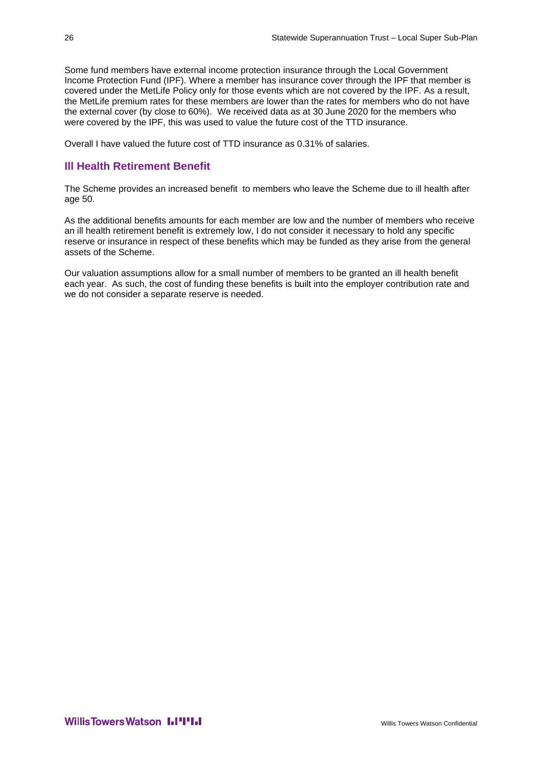Some fund members have external income protection insurance through the Local Government Income Protection Fund (IPF). Where a member has insurance cover through the IPF that member is covered under the MetLife Policy only for those events which are not covered by the IPF. As a result, the MetLife premium rates for these members are lower than the rates for members who do not have the external cover (by close to 60%). We received data as at 30 June 2020 for the members who were covered by the IPF, this was used to value the future cost of the TTD insurance.

Overall I have valued the future cost of TTD insurance as 0.31% of salaries.

## Ill Health Retirement Benefit

The Scheme provides an increased benefit to members who leave the Scheme due to ill health after age 50.

As the additional benefits amounts for each member are low and the number of members who receive an ill health retirement benefit is extremely low, I do not consider it necessary to hold any specific reserve or insurance in respect of these benefits which may be funded as they arise from the general assets of the Scheme.

Our valuation assumptions allow for a small number of members to be granted an ill health benefit each year. As such, the cost of funding these benefits is built into the employer contribution rate and we do not consider a separate reserve is needed.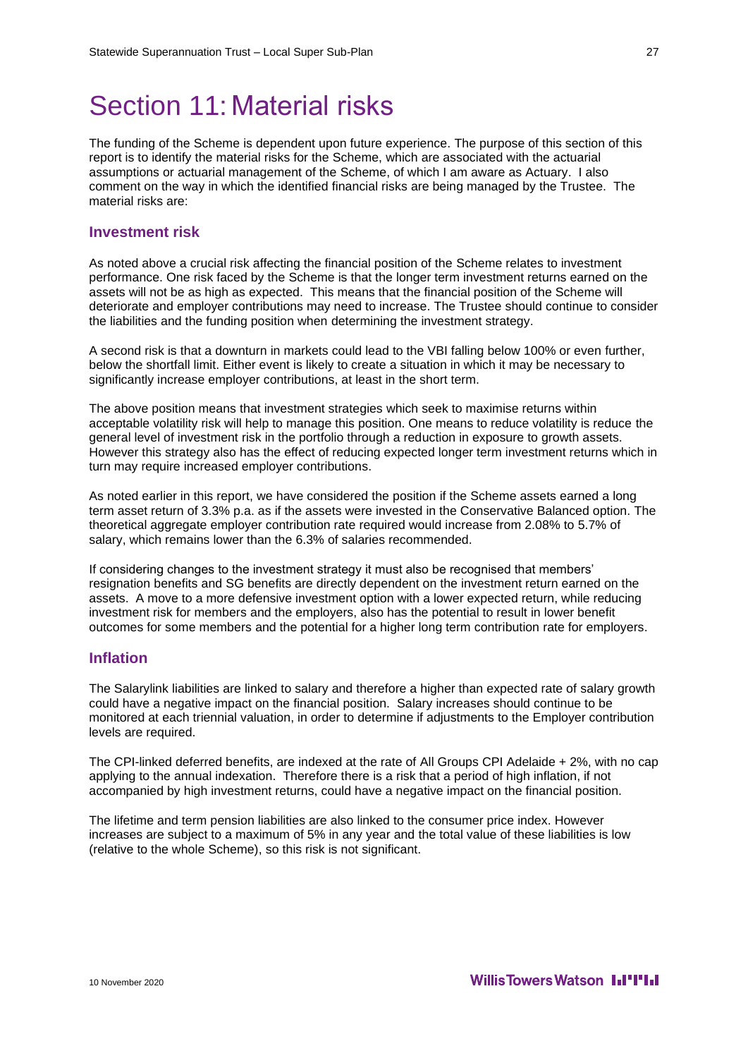# Section 11: Material risks

The funding of the Scheme is dependent upon future experience. The purpose of this section of this report is to identify the material risks for the Scheme, which are associated with the actuarial assumptions or actuarial management of the Scheme, of which I am aware as Actuary. I also comment on the way in which the identified financial risks are being managed by the Trustee. The material risks are:

## Investment risk

As noted above a crucial risk affecting the financial position of the Scheme relates to investment performance. One risk faced by the Scheme is that the longer term investment returns earned on the assets will not be as high as expected. This means that the financial position of the Scheme will deteriorate and employer contributions may need to increase. The Trustee should continue to consider the liabilities and the funding position when determining the investment strategy.

A second risk is that a downturn in markets could lead to the VBI falling below 100% or even further, below the shortfall limit. Either event is likely to create a situation in which it may be necessary to significantly increase employer contributions, at least in the short term.

The above position means that investment strategies which seek to maximise returns within acceptable volatility risk will help to manage this position. One means to reduce volatility is reduce the general level of investment risk in the portfolio through a reduction in exposure to growth assets. However this strategy also has the effect of reducing expected longer term investment returns which in turn may require increased employer contributions.

As noted earlier in this report, we have considered the position if the Scheme assets earned a long term asset return of 3.3% p.a. as if the assets were invested in the Conservative Balanced option. The theoretical aggregate employer contribution rate required would increase from 2.08% to 5.7% of salary, which remains lower than the 6.3% of salaries recommended.

If considering changes to the investment strategy it must also be recognised that members' resignation benefits and SG benefits are directly dependent on the investment return earned on the assets. A move to a more defensive investment option with a lower expected return, while reducing investment risk for members and the employers, also has the potential to result in lower benefit outcomes for some members and the potential for a higher long term contribution rate for employers.

## Inflation

The Salarylink liabilities are linked to salary and therefore a higher than expected rate of salary growth could have a negative impact on the financial position. Salary increases should continue to be monitored at each triennial valuation, in order to determine if adjustments to the Employer contribution levels are required.

The CPI-linked deferred benefits, are indexed at the rate of All Groups CPI Adelaide + 2%, with no cap applying to the annual indexation. Therefore there is a risk that a period of high inflation, if not accompanied by high investment returns, could have a negative impact on the financial position.

The lifetime and term pension liabilities are also linked to the consumer price index. However increases are subject to a maximum of 5% in any year and the total value of these liabilities is low (relative to the whole Scheme), so this risk is not significant.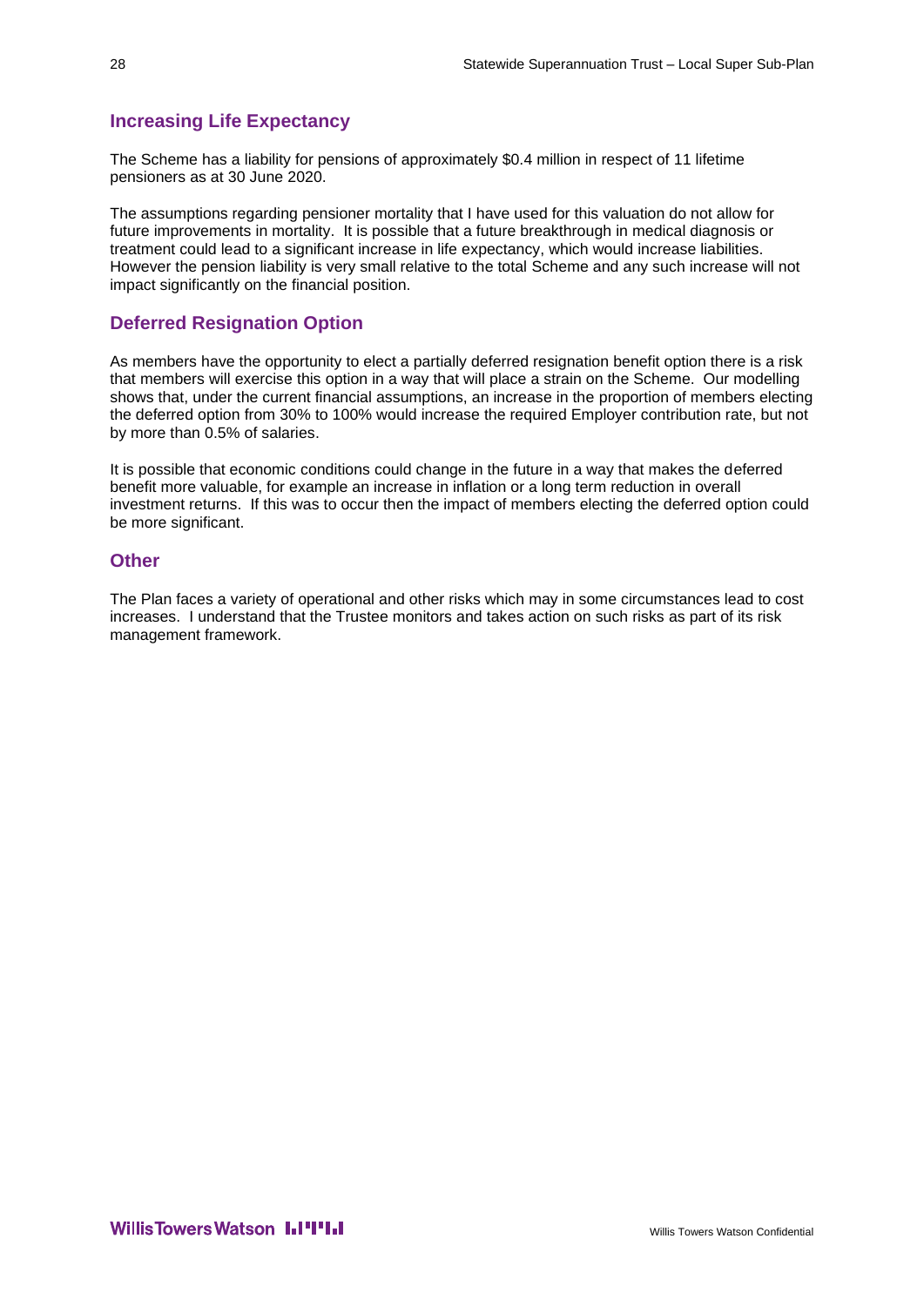## Increasing Life Expectancy

The Scheme has a liability for pensions of approximately $0.4 million in respect of 11 lifetime pensioners as at 30 June 2020.

The assumptions regarding pensioner mortality that I have used for this valuation do not allow for future improvements in mortality. It is possible that a future breakthrough in medical diagnosis or treatment could lead to a significant increase in life expectancy, which would increase liabilities. However the pension liability is very small relative to the total Scheme and any such increase will not impact significantly on the financial position.

## Deferred Resignation Option

As members have the opportunity to elect a partially deferred resignation benefit option there is a risk that members will exercise this option in a way that will place a strain on the Scheme. Our modelling shows that, under the current financial assumptions, an increase in the proportion of members electing the deferred option from 30% to 100% would increase the required Employer contribution rate, but not by more than 0.5% of salaries.

It is possible that economic conditions could change in the future in a way that makes the deferred benefit more valuable, for example an increase in inflation or a long term reduction in overall investment returns. If this was to occur then the impact of members electing the deferred option could be more significant.

## Other

The Plan faces a variety of operational and other risks which may in some circumstances lead to cost increases. I understand that the Trustee monitors and takes action on such risks as part of its risk management framework.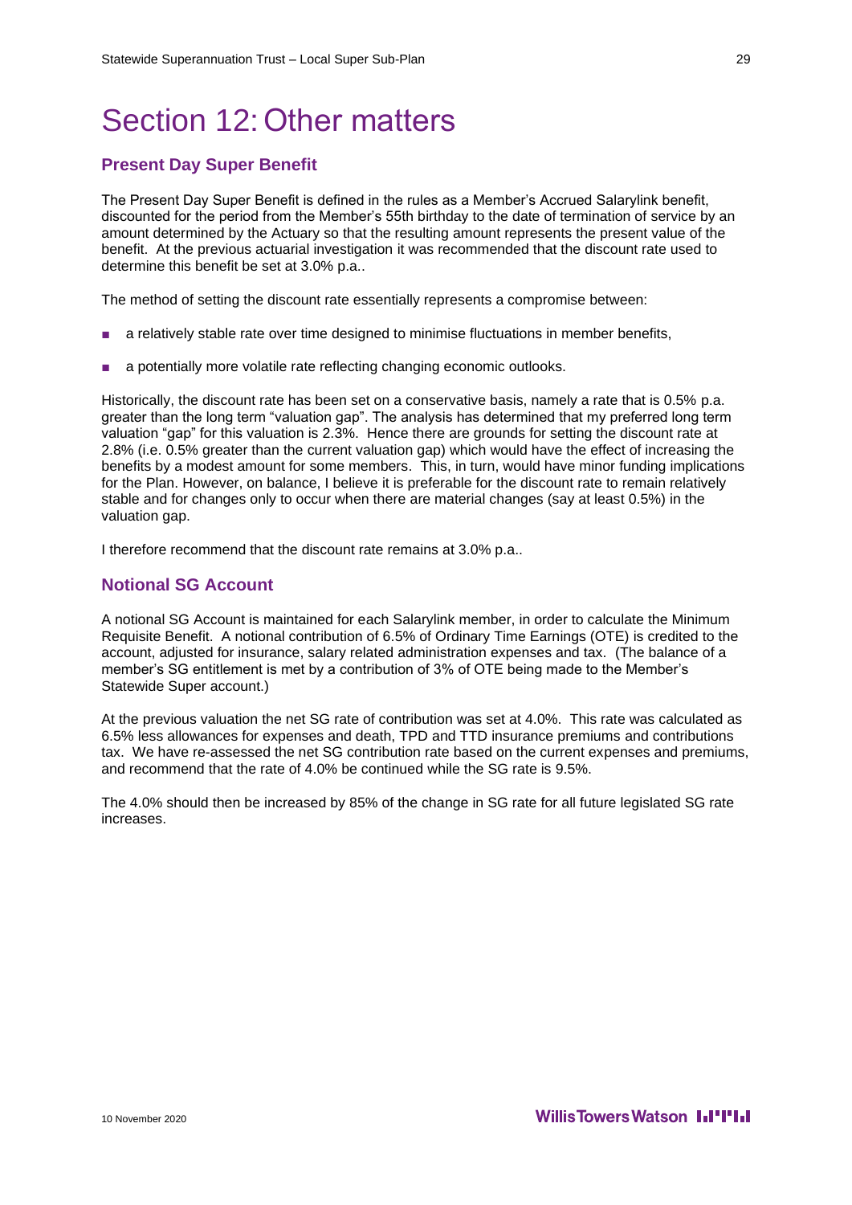# Section 12: Other matters

## Present Day Super Benefit

The Present Day Super Benefit is defined in the rules as a Member's Accrued Salarylink benefit, discounted for the period from the Member's 55th birthday to the date of termination of service by an amount determined by the Actuary so that the resulting amount represents the present value of the benefit. At the previous actuarial investigation it was recommended that the discount rate used to determine this benefit be set at 3.0% p.a..

The method of setting the discount rate essentially represents a compromise between:

- a relatively stable rate over time designed to minimise fluctuations in member benefits,
- a potentially more volatile rate reflecting changing economic outlooks.

Historically, the discount rate has been set on a conservative basis, namely a rate that is 0.5% p.a. greater than the long term "valuation gap". The analysis has determined that my preferred long term valuation "gap" for this valuation is 2.3%. Hence there are grounds for setting the discount rate at 2.8% (i.e. 0.5% greater than the current valuation gap) which would have the effect of increasing the benefits by a modest amount for some members. This, in turn, would have minor funding implications for the Plan. However, on balance, I believe it is preferable for the discount rate to remain relatively stable and for changes only to occur when there are material changes (say at least 0.5%) in the valuation gap.

I therefore recommend that the discount rate remains at 3.0% p.a..

## Notional SG Account

A notional SG Account is maintained for each Salarylink member, in order to calculate the Minimum Requisite Benefit. A notional contribution of 6.5% of Ordinary Time Earnings (OTE) is credited to the account, adjusted for insurance, salary related administration expenses and tax. (The balance of a member's SG entitlement is met by a contribution of 3% of OTE being made to the Member's Statewide Super account.)

At the previous valuation the net SG rate of contribution was set at 4.0%. This rate was calculated as 6.5% less allowances for expenses and death, TPD and TTD insurance premiums and contributions tax. We have re-assessed the net SG contribution rate based on the current expenses and premiums, and recommend that the rate of 4.0% be continued while the SG rate is 9.5%.

The 4.0% should then be increased by 85% of the change in SG rate for all future legislated SG rate increases.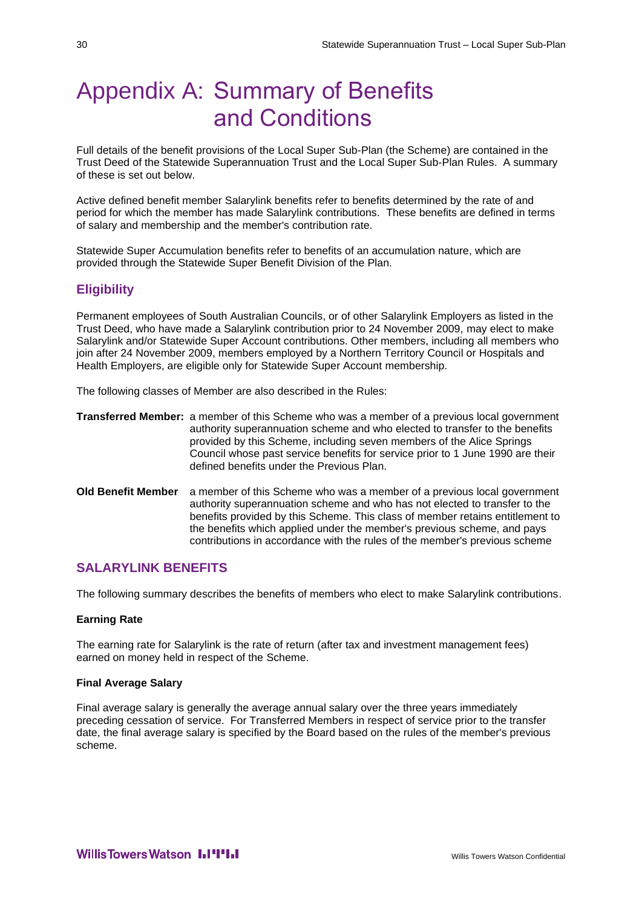# Appendix A: Summary of Benefits and Conditions

Full details of the benefit provisions of the Local Super Sub-Plan (the Scheme) are contained in the Trust Deed of the Statewide Superannuation Trust and the Local Super Sub-Plan Rules. A summary of these is set out below.

Active defined benefit member Salarylink benefits refer to benefits determined by the rate of and period for which the member has made Salarylink contributions. These benefits are defined in terms of salary and membership and the member's contribution rate.

Statewide Super Accumulation benefits refer to benefits of an accumulation nature, which are provided through the Statewide Super Benefit Division of the Plan.

## Eligibility

Permanent employees of South Australian Councils, or of other Salarylink Employers as listed in the Trust Deed, who have made a Salarylink contribution prior to 24 November 2009, may elect to make Salarylink and/or Statewide Super Account contributions. Other members, including all members who join after 24 November 2009, members employed by a Northern Territory Council or Hospitals and Health Employers, are eligible only for Statewide Super Account membership.

The following classes of Member are also described in the Rules:

**Transferred Member:** a member of this Scheme who was a member of a previous local government authority superannuation scheme and who elected to transfer to the benefits provided by this Scheme, including seven members of the Alice Springs Council whose past service benefits for service prior to 1 June 1990 are their defined benefits under the Previous Plan.

**Old Benefit Member** a member of this Scheme who was a member of a previous local government authority superannuation scheme and who has not elected to transfer to the benefits provided by this Scheme. This class of member retains entitlement to the benefits which applied under the member's previous scheme, and pays contributions in accordance with the rules of the member's previous scheme

## SALARYLINK BENEFITS

The following summary describes the benefits of members who elect to make Salarylink contributions.

#### Earning Rate

The earning rate for Salarylink is the rate of return (after tax and investment management fees) earned on money held in respect of the Scheme.

#### Final Average Salary

Final average salary is generally the average annual salary over the three years immediately preceding cessation of service. For Transferred Members in respect of service prior to the transfer date, the final average salary is specified by the Board based on the rules of the member's previous scheme.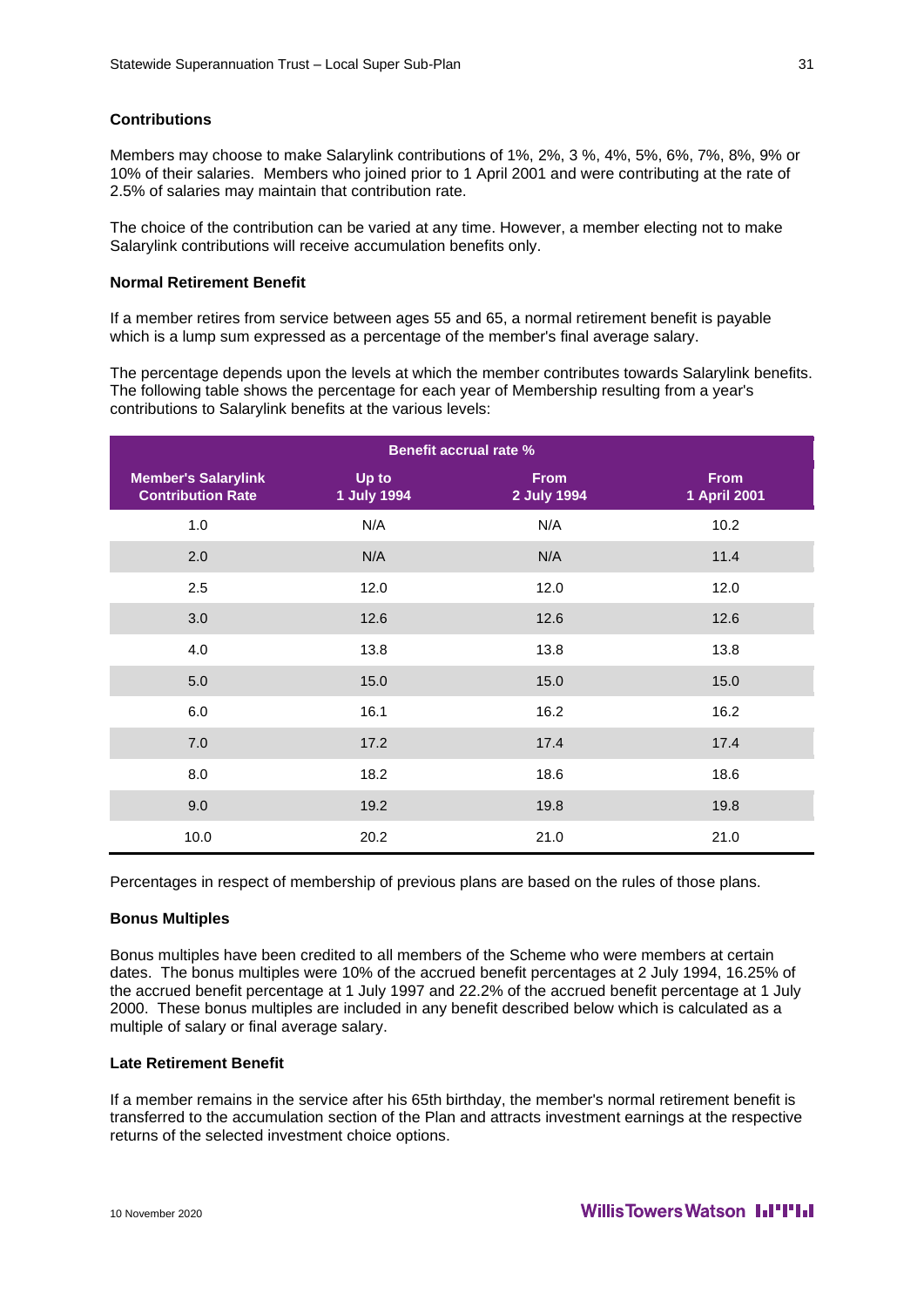#### Contributions

Members may choose to make Salarylink contributions of 1%, 2%, 3 %, 4%, 5%, 6%, 7%, 8%, 9% or 10% of their salaries. Members who joined prior to 1 April 2001 and were contributing at the rate of 2.5% of salaries may maintain that contribution rate.

The choice of the contribution can be varied at any time. However, a member electing not to make Salarylink contributions will receive accumulation benefits only.

#### Normal Retirement Benefit

If a member retires from service between ages 55 and 65, a normal retirement benefit is payable which is a lump sum expressed as a percentage of the member's final average salary.

The percentage depends upon the levels at which the member contributes towards Salarylink benefits. The following table shows the percentage for each year of Membership resulting from a year's contributions to Salarylink benefits at the various levels:

| Benefit accrual rate % | | | |
|---|---|---|---|
| **Member's Salarylink Contribution Rate** | **Up to 1 July 1994** | **From 2 July 1994** | **From 1 April 2001** |
| 1.0 | N/A | N/A | 10.2 |
| 2.0 | N/A | N/A | 11.4 |
| 2.5 | 12.0 | 12.0 | 12.0 |
| 3.0 | 12.6 | 12.6 | 12.6 |
| 4.0 | 13.8 | 13.8 | 13.8 |
| 5.0 | 15.0 | 15.0 | 15.0 |
| 6.0 | 16.1 | 16.2 | 16.2 |
| 7.0 | 17.2 | 17.4 | 17.4 |
| 8.0 | 18.2 | 18.6 | 18.6 |
| 9.0 | 19.2 | 19.8 | 19.8 |
| 10.0 | 20.2 | 21.0 | 21.0 |

Percentages in respect of membership of previous plans are based on the rules of those plans.

#### Bonus Multiples

Bonus multiples have been credited to all members of the Scheme who were members at certain dates. The bonus multiples were 10% of the accrued benefit percentages at 2 July 1994, 16.25% of the accrued benefit percentage at 1 July 1997 and 22.2% of the accrued benefit percentage at 1 July 2000. These bonus multiples are included in any benefit described below which is calculated as a multiple of salary or final average salary.

#### Late Retirement Benefit

If a member remains in the service after his 65th birthday, the member's normal retirement benefit is transferred to the accumulation section of the Plan and attracts investment earnings at the respective returns of the selected investment choice options.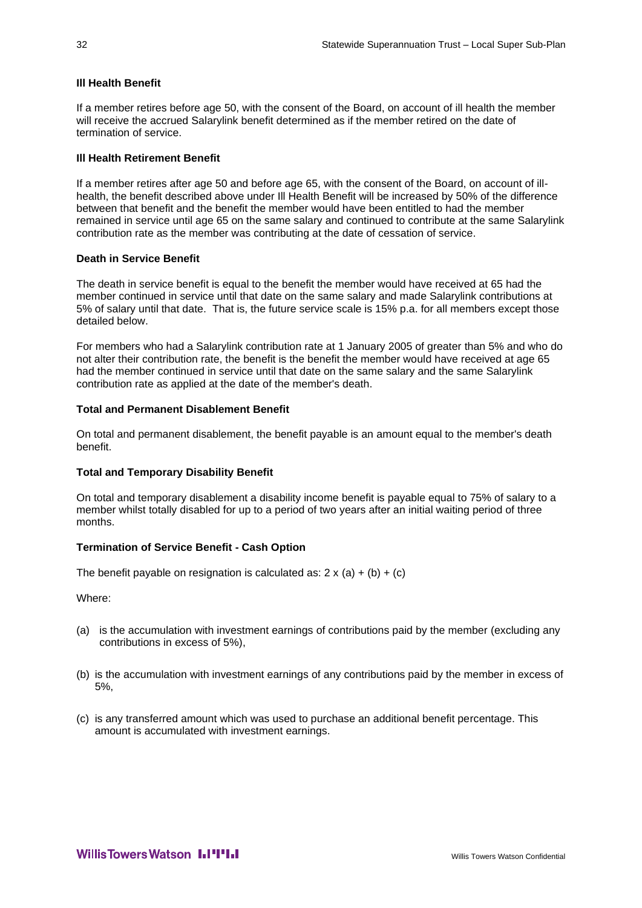**Ill Health Benefit**

If a member retires before age 50, with the consent of the Board, on account of ill health the member will receive the accrued Salarylink benefit determined as if the member retired on the date of termination of service.

**Ill Health Retirement Benefit**

If a member retires after age 50 and before age 65, with the consent of the Board, on account of ill-health, the benefit described above under Ill Health Benefit will be increased by 50% of the difference between that benefit and the benefit the member would have been entitled to had the member remained in service until age 65 on the same salary and continued to contribute at the same Salarylink contribution rate as the member was contributing at the date of cessation of service.

**Death in Service Benefit**

The death in service benefit is equal to the benefit the member would have received at 65 had the member continued in service until that date on the same salary and made Salarylink contributions at 5% of salary until that date. That is, the future service scale is 15% p.a. for all members except those detailed below.

For members who had a Salarylink contribution rate at 1 January 2005 of greater than 5% and who do not alter their contribution rate, the benefit is the benefit the member would have received at age 65 had the member continued in service until that date on the same salary and the same Salarylink contribution rate as applied at the date of the member's death.

**Total and Permanent Disablement Benefit**

On total and permanent disablement, the benefit payable is an amount equal to the member's death benefit.

**Total and Temporary Disability Benefit**

On total and temporary disablement a disability income benefit is payable equal to 75% of salary to a member whilst totally disabled for up to a period of two years after an initial waiting period of three months.

**Termination of Service Benefit - Cash Option**

The benefit payable on resignation is calculated as: 2 x (a) + (b) + (c)

Where:

(a) is the accumulation with investment earnings of contributions paid by the member (excluding any contributions in excess of 5%),

(b) is the accumulation with investment earnings of any contributions paid by the member in excess of 5%,

(c) is any transferred amount which was used to purchase an additional benefit percentage. This amount is accumulated with investment earnings.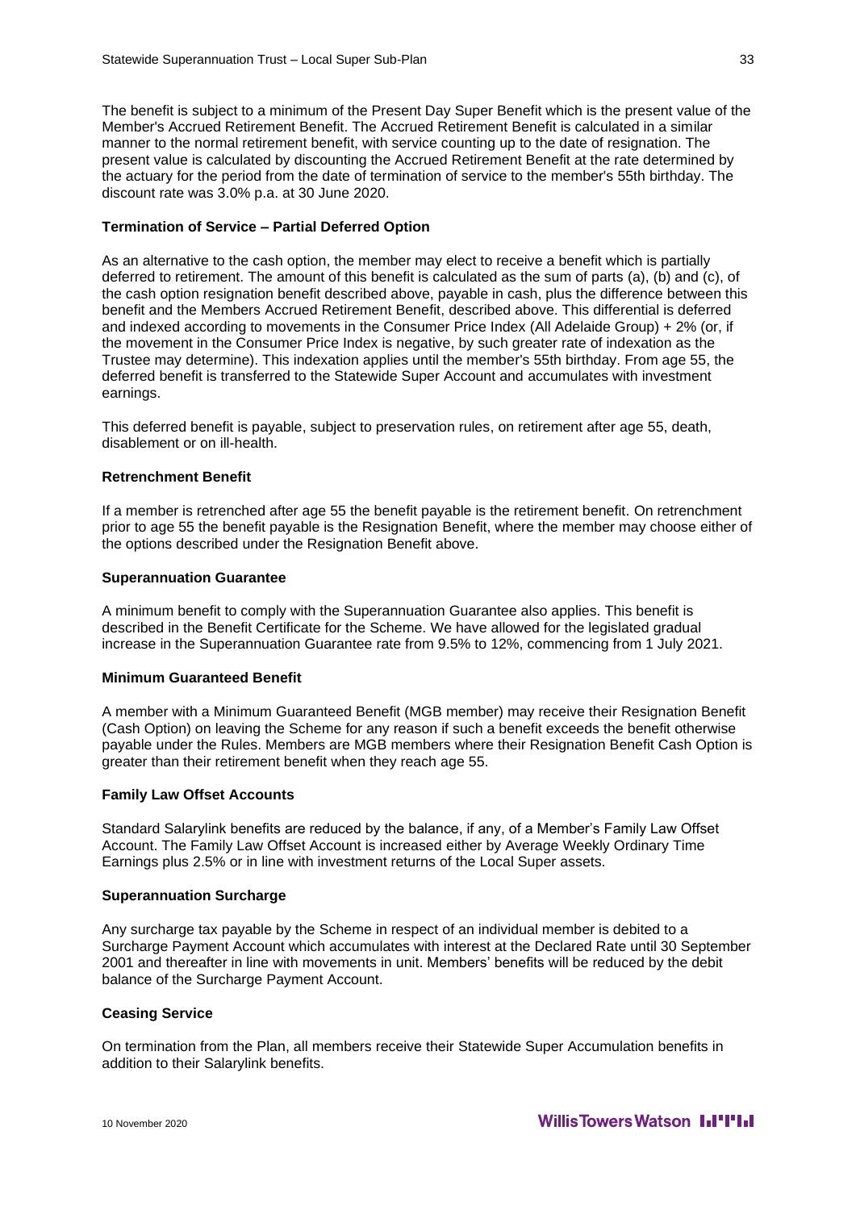The benefit is subject to a minimum of the Present Day Super Benefit which is the present value of the Member's Accrued Retirement Benefit. The Accrued Retirement Benefit is calculated in a similar manner to the normal retirement benefit, with service counting up to the date of resignation. The present value is calculated by discounting the Accrued Retirement Benefit at the rate determined by the actuary for the period from the date of termination of service to the member's 55th birthday. The discount rate was 3.0% p.a. at 30 June 2020.

**Termination of Service – Partial Deferred Option**

As an alternative to the cash option, the member may elect to receive a benefit which is partially deferred to retirement. The amount of this benefit is calculated as the sum of parts (a), (b) and (c), of the cash option resignation benefit described above, payable in cash, plus the difference between this benefit and the Members Accrued Retirement Benefit, described above. This differential is deferred and indexed according to movements in the Consumer Price Index (All Adelaide Group) + 2% (or, if the movement in the Consumer Price Index is negative, by such greater rate of indexation as the Trustee may determine). This indexation applies until the member's 55th birthday. From age 55, the deferred benefit is transferred to the Statewide Super Account and accumulates with investment earnings.

This deferred benefit is payable, subject to preservation rules, on retirement after age 55, death, disablement or on ill-health.

**Retrenchment Benefit**

If a member is retrenched after age 55 the benefit payable is the retirement benefit. On retrenchment prior to age 55 the benefit payable is the Resignation Benefit, where the member may choose either of the options described under the Resignation Benefit above.

**Superannuation Guarantee**

A minimum benefit to comply with the Superannuation Guarantee also applies. This benefit is described in the Benefit Certificate for the Scheme. We have allowed for the legislated gradual increase in the Superannuation Guarantee rate from 9.5% to 12%, commencing from 1 July 2021.

**Minimum Guaranteed Benefit**

A member with a Minimum Guaranteed Benefit (MGB member) may receive their Resignation Benefit (Cash Option) on leaving the Scheme for any reason if such a benefit exceeds the benefit otherwise payable under the Rules. Members are MGB members where their Resignation Benefit Cash Option is greater than their retirement benefit when they reach age 55.

**Family Law Offset Accounts**

Standard Salarylink benefits are reduced by the balance, if any, of a Member's Family Law Offset Account. The Family Law Offset Account is increased either by Average Weekly Ordinary Time Earnings plus 2.5% or in line with investment returns of the Local Super assets.

**Superannuation Surcharge**

Any surcharge tax payable by the Scheme in respect of an individual member is debited to a Surcharge Payment Account which accumulates with interest at the Declared Rate until 30 September 2001 and thereafter in line with movements in unit. Members' benefits will be reduced by the debit balance of the Surcharge Payment Account.

**Ceasing Service**

On termination from the Plan, all members receive their Statewide Super Accumulation benefits in addition to their Salarylink benefits.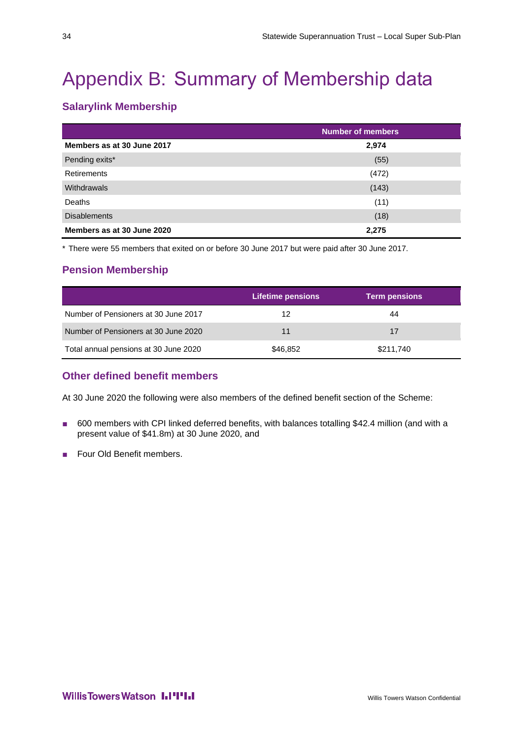# Appendix B: Summary of Membership data

## Salarylink Membership

| | Number of members |
|---|---|
| **Members as at 30 June 2017** | **2,974** |
| Pending exits* | (55) |
| Retirements | (472) |
| Withdrawals | (143) |
| Deaths | (11) |
| Disablements | (18) |
| **Members as at 30 June 2020** | **2,275** |

* There were 55 members that exited on or before 30 June 2017 but were paid after 30 June 2017.

## Pension Membership

| | Lifetime pensions | Term pensions |
|---|---|---|
| Number of Pensioners at 30 June 2017 | 12 | 44 |
| Number of Pensioners at 30 June 2020 | 11 | 17 |
| Total annual pensions at 30 June 2020 | $46,852 | $211,740 |

## Other defined benefit members

At 30 June 2020 the following were also members of the defined benefit section of the Scheme:

- 600 members with CPI linked deferred benefits, with balances totalling $42.4 million (and with a present value of $41.8m) at 30 June 2020, and
- Four Old Benefit members.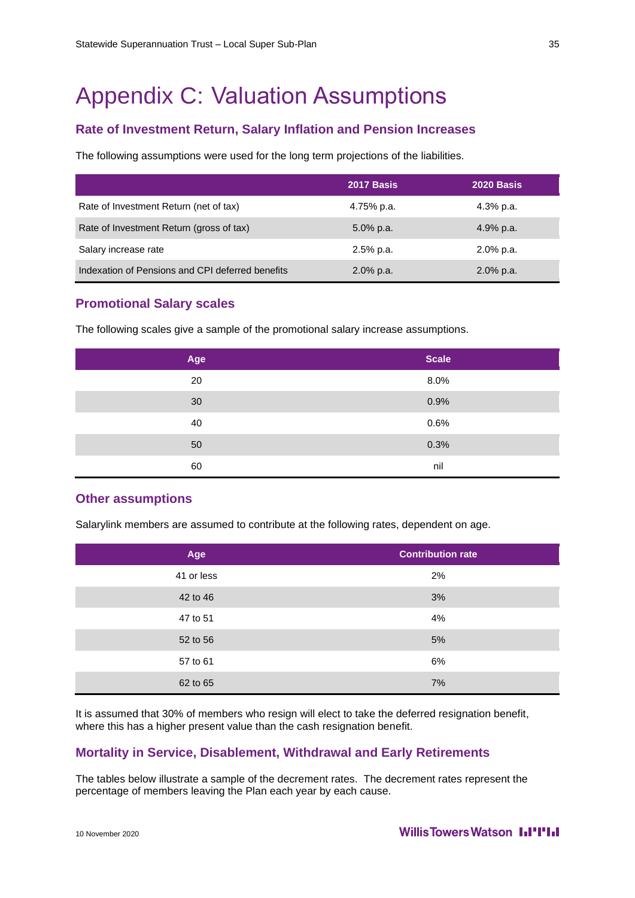# Appendix C: Valuation Assumptions

## Rate of Investment Return, Salary Inflation and Pension Increases

The following assumptions were used for the long term projections of the liabilities.

| | 2017 Basis | 2020 Basis |
|---|---|---|
| Rate of Investment Return (net of tax) | 4.75% p.a. | 4.3% p.a. |
| Rate of Investment Return (gross of tax) | 5.0% p.a. | 4.9% p.a. |
| Salary increase rate | 2.5% p.a. | 2.0% p.a. |
| Indexation of Pensions and CPI deferred benefits | 2.0% p.a. | 2.0% p.a. |

## Promotional Salary scales

The following scales give a sample of the promotional salary increase assumptions.

| Age | Scale |
|---|---|
| 20 | 8.0% |
| 30 | 0.9% |
| 40 | 0.6% |
| 50 | 0.3% |
| 60 | nil |

## Other assumptions

Salarylink members are assumed to contribute at the following rates, dependent on age.

| Age | Contribution rate |
|---|---|
| 41 or less | 2% |
| 42 to 46 | 3% |
| 47 to 51 | 4% |
| 52 to 56 | 5% |
| 57 to 61 | 6% |
| 62 to 65 | 7% |

It is assumed that 30% of members who resign will elect to take the deferred resignation benefit, where this has a higher present value than the cash resignation benefit.

## Mortality in Service, Disablement, Withdrawal and Early Retirements

The tables below illustrate a sample of the decrement rates. The decrement rates represent the percentage of members leaving the Plan each year by each cause.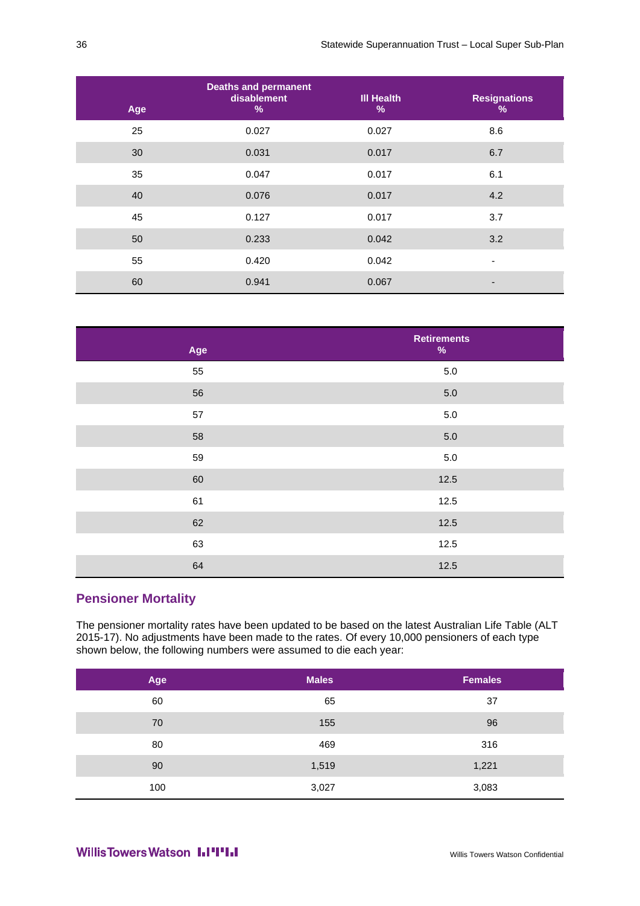| Age | Deaths and permanent disablement % | Ill Health % | Resignations % |
|---|---|---|---|
| 25 | 0.027 | 0.027 | 8.6 |
| 30 | 0.031 | 0.017 | 6.7 |
| 35 | 0.047 | 0.017 | 6.1 |
| 40 | 0.076 | 0.017 | 4.2 |
| 45 | 0.127 | 0.017 | 3.7 |
| 50 | 0.233 | 0.042 | 3.2 |
| 55 | 0.420 | 0.042 | - |
| 60 | 0.941 | 0.067 | - |

| Age | Retirements % |
|---|---|
| 55 | 5.0 |
| 56 | 5.0 |
| 57 | 5.0 |
| 58 | 5.0 |
| 59 | 5.0 |
| 60 | 12.5 |
| 61 | 12.5 |
| 62 | 12.5 |
| 63 | 12.5 |
| 64 | 12.5 |

## Pensioner Mortality

The pensioner mortality rates have been updated to be based on the latest Australian Life Table (ALT 2015-17). No adjustments have been made to the rates. Of every 10,000 pensioners of each type shown below, the following numbers were assumed to die each year:

| Age | Males | Females |
|---|---|---|
| 60 | 65 | 37 |
| 70 | 155 | 96 |
| 80 | 469 | 316 |
| 90 | 1,519 | 1,221 |
| 100 | 3,027 | 3,083 |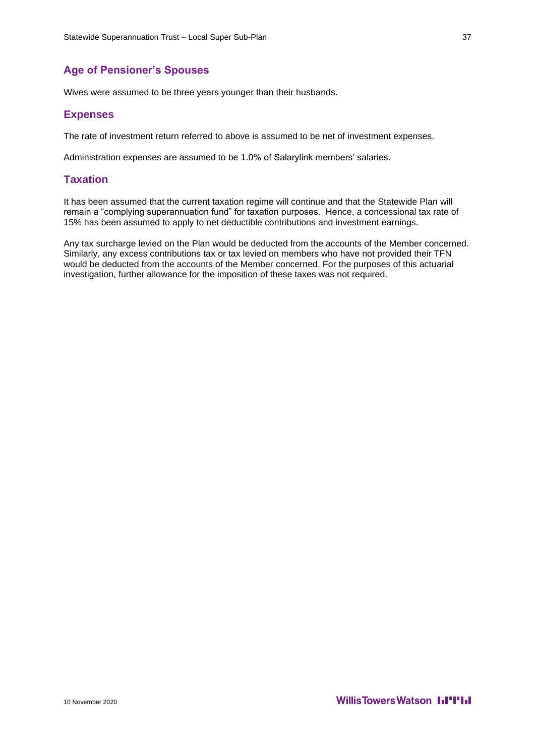## Age of Pensioner's Spouses

Wives were assumed to be three years younger than their husbands.

## Expenses

The rate of investment return referred to above is assumed to be net of investment expenses.

Administration expenses are assumed to be 1.0% of Salarylink members' salaries.

## Taxation

It has been assumed that the current taxation regime will continue and that the Statewide Plan will remain a "complying superannuation fund" for taxation purposes. Hence, a concessional tax rate of 15% has been assumed to apply to net deductible contributions and investment earnings.

Any tax surcharge levied on the Plan would be deducted from the accounts of the Member concerned. Similarly, any excess contributions tax or tax levied on members who have not provided their TFN would be deducted from the accounts of the Member concerned. For the purposes of this actuarial investigation, further allowance for the imposition of these taxes was not required.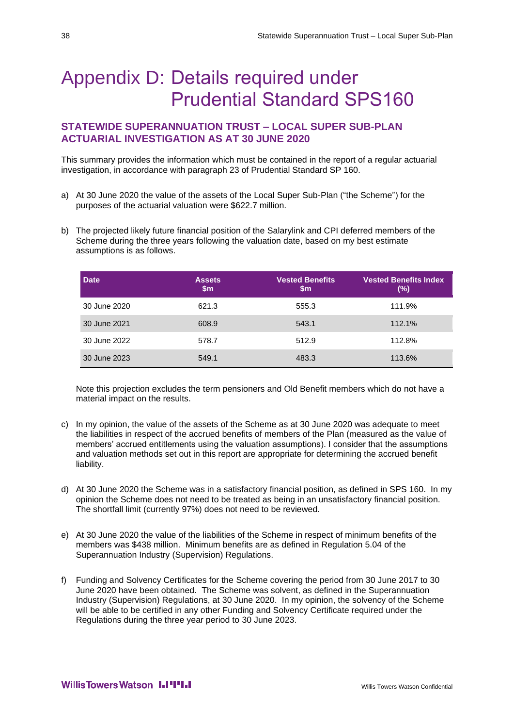# Appendix D: Details required under Prudential Standard SPS160

## STATEWIDE SUPERANNUATION TRUST – LOCAL SUPER SUB-PLAN ACTUARIAL INVESTIGATION AS AT 30 JUNE 2020

This summary provides the information which must be contained in the report of a regular actuarial investigation, in accordance with paragraph 23 of Prudential Standard SP 160.

a) At 30 June 2020 the value of the assets of the Local Super Sub-Plan ("the Scheme") for the purposes of the actuarial valuation were $622.7 million.

b) The projected likely future financial position of the Salarylink and CPI deferred members of the Scheme during the three years following the valuation date, based on my best estimate assumptions is as follows.

| Date | Assets $m | Vested Benefits $m | Vested Benefits Index (%) |
|---|---|---|---|
| 30 June 2020 | 621.3 | 555.3 | 111.9% |
| 30 June 2021 | 608.9 | 543.1 | 112.1% |
| 30 June 2022 | 578.7 | 512.9 | 112.8% |
| 30 June 2023 | 549.1 | 483.3 | 113.6% |

Note this projection excludes the term pensioners and Old Benefit members which do not have a material impact on the results.

c) In my opinion, the value of the assets of the Scheme as at 30 June 2020 was adequate to meet the liabilities in respect of the accrued benefits of members of the Plan (measured as the value of members' accrued entitlements using the valuation assumptions). I consider that the assumptions and valuation methods set out in this report are appropriate for determining the accrued benefit liability.

d) At 30 June 2020 the Scheme was in a satisfactory financial position, as defined in SPS 160. In my opinion the Scheme does not need to be treated as being in an unsatisfactory financial position. The shortfall limit (currently 97%) does not need to be reviewed.

e) At 30 June 2020 the value of the liabilities of the Scheme in respect of minimum benefits of the members was $438 million. Minimum benefits are as defined in Regulation 5.04 of the Superannuation Industry (Supervision) Regulations.

f) Funding and Solvency Certificates for the Scheme covering the period from 30 June 2017 to 30 June 2020 have been obtained. The Scheme was solvent, as defined in the Superannuation Industry (Supervision) Regulations, at 30 June 2020. In my opinion, the solvency of the Scheme will be able to be certified in any other Funding and Solvency Certificate required under the Regulations during the three year period to 30 June 2023.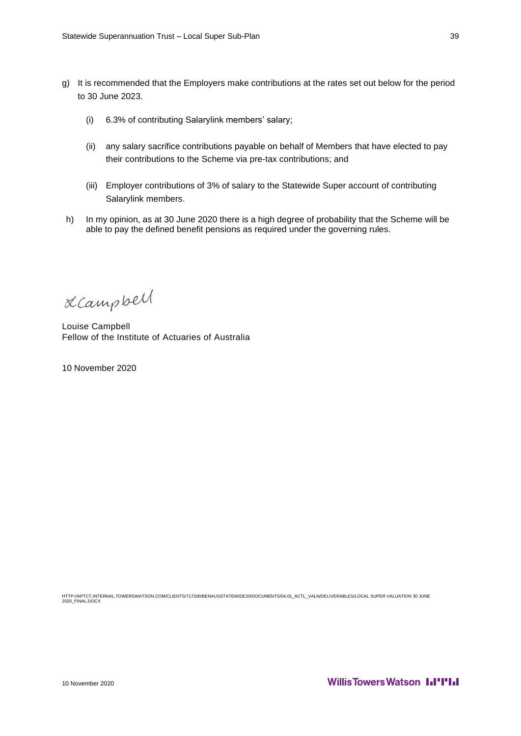g) It is recommended that the Employers make contributions at the rates set out below for the period to 30 June 2023.

   (i) 6.3% of contributing Salarylink members' salary;

   (ii) any salary sacrifice contributions payable on behalf of Members that have elected to pay their contributions to the Scheme via pre-tax contributions; and

   (iii) Employer contributions of 3% of salary to the Statewide Super account of contributing Salarylink members.

h) In my opinion, as at 30 June 2020 there is a high degree of probability that the Scheme will be able to pay the defined benefit pensions as required under the governing rules.

LCampbell

Louise Campbell
Fellow of the Institute of Actuaries of Australia

10 November 2020

HTTP://APTCT.INTERNAL.TOWERSWATSON.COM/CLIENTS/717200/BENAUSSTATEWIDE20/DOCUMENTS/04.01_ACTL_VALN/DELIVERABLES/LOCAL SUPER VALUATION 30 JUNE 2020_FINAL.DOCX